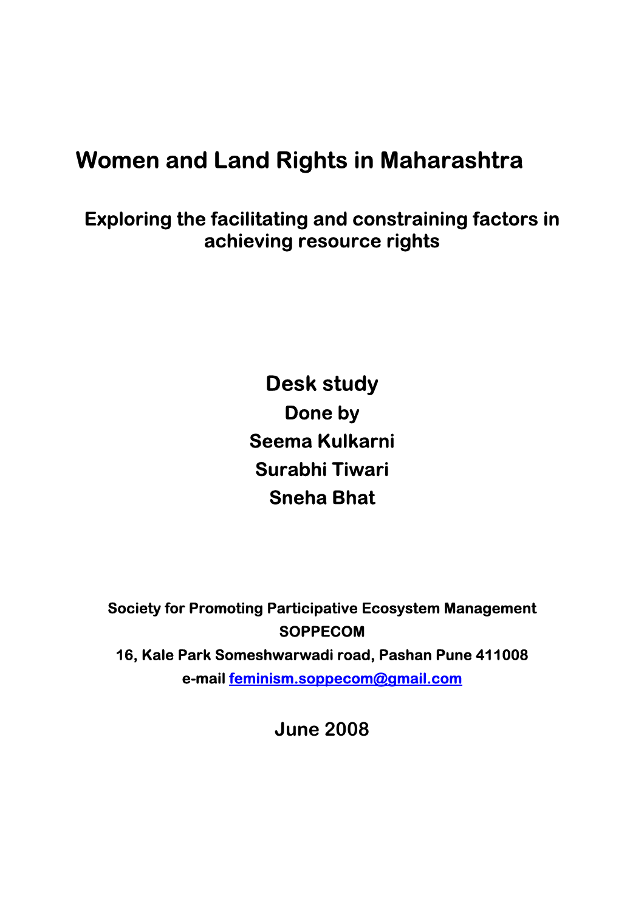# Women and Land Rights in Maharashtra

## Exploring the facilitating and constraining factors in achieving resource rights

**Desk study**

**Done by**

**Seema Kulkarni**

**Surabhi Tiwari**

**Sneha Bhat**

**Society for Promoting Participative Ecosystem Management**

**SOPPECOM**

**16, Kale Park Someshwarwadi road, Pashan Pune 411008**

**e-mail feminism.soppecom@gmail.com**

**June 2008**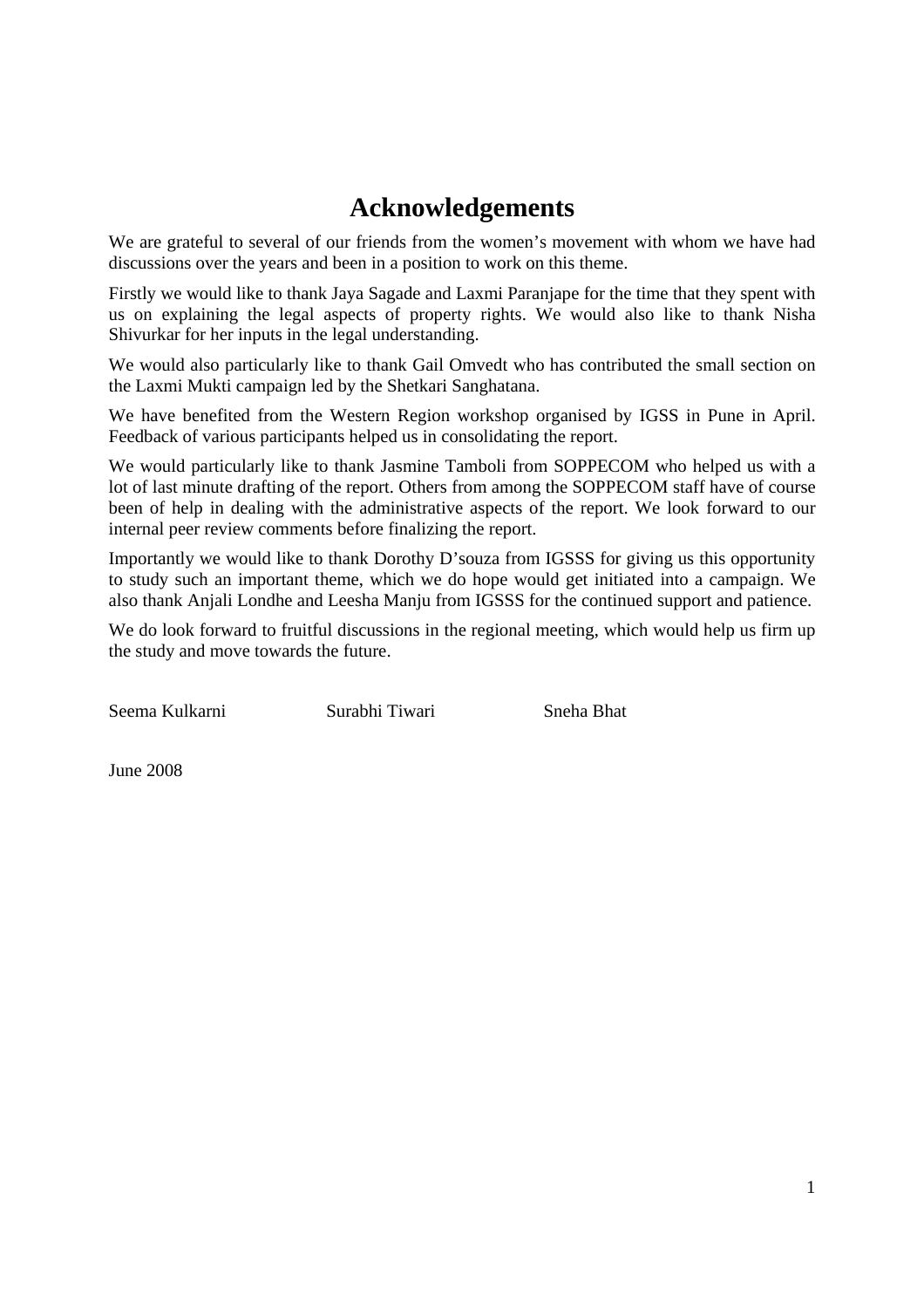# Acknowledgements

We are grateful to several of our friends from the women's movement with whom we have had discussions over the years and been in a position to work on this theme.

Firstly we would like to thank Jaya Sagade and Laxmi Paranjape for the time that they spent with us on explaining the legal aspects of property rights. We would also like to thank Nisha Shivurkar for her inputs in the legal understanding.

We would also particularly like to thank Gail Omvedt who has contributed the small section on the Laxmi Mukti campaign led by the Shetkari Sanghatana.

We have benefited from the Western Region workshop organised by IGSS in Pune in April. Feedback of various participants helped us in consolidating the report.

We would particularly like to thank Jasmine Tamboli from SOPPECOM who helped us with a lot of last minute drafting of the report. Others from among the SOPPECOM staff have of course been of help in dealing with the administrative aspects of the report. We look forward to our internal peer review comments before finalizing the report.

Importantly we would like to thank Dorothy D'souza from IGSSS for giving us this opportunity to study such an important theme, which we do hope would get initiated into a campaign. We also thank Anjali Londhe and Leesha Manju from IGSSS for the continued support and patience.

We do look forward to fruitful discussions in the regional meeting, which would help us firm up the study and move towards the future.

Seema Kulkarni    Surabhi Tiwari    Sneha Bhat

June 2008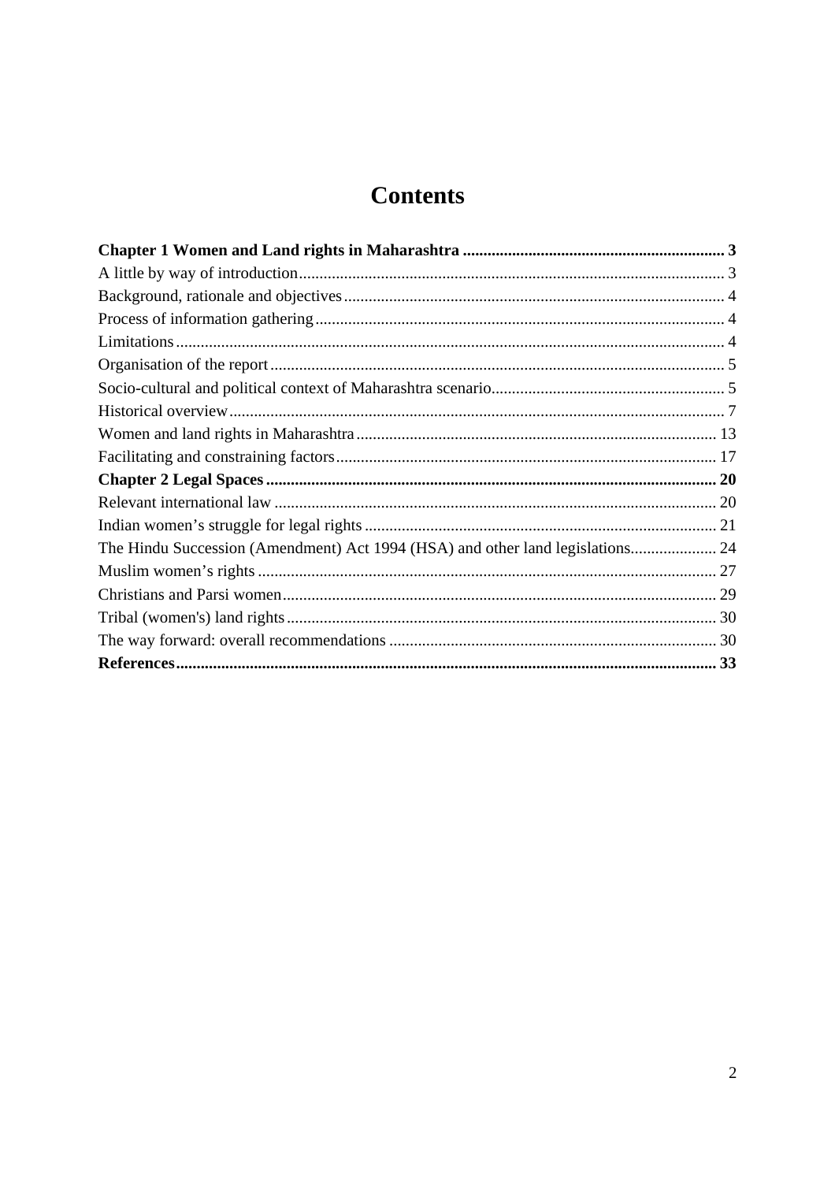# Contents

**Chapter 1 Women and Land rights in Maharashtra ................................................................ 3**

A little by way of introduction........................................................................................................ 3

Background, rationale and objectives............................................................................................ 4

Process of information gathering................................................................................................... 4

Limitations..................................................................................................................................... 4

Organisation of the report.............................................................................................................. 5

Socio-cultural and political context of Maharashtra scenario......................................................... 5

Historical overview......................................................................................................................... 7

Women and land rights in Maharashtra........................................................................................ 13

Facilitating and constraining factors............................................................................................. 17

**Chapter 2 Legal Spaces ............................................................................................................... 20**

Relevant international law ............................................................................................................ 20

Indian women's struggle for legal rights ...................................................................................... 21

The Hindu Succession (Amendment) Act 1994 (HSA) and other land legislations..................... 24

Muslim women's rights ................................................................................................................ 27

Christians and Parsi women.......................................................................................................... 29

Tribal (women's) land rights......................................................................................................... 30

The way forward: overall recommendations ................................................................................ 30

**References.................................................................................................................................... 33**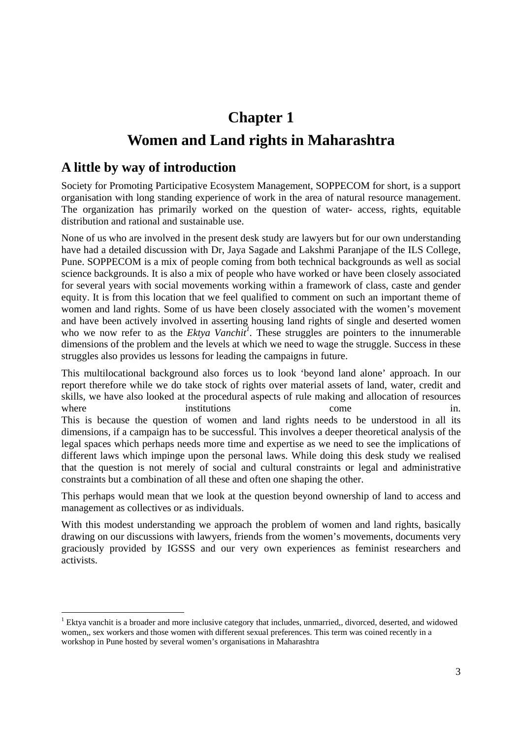# Chapter 1

# Women and Land rights in Maharashtra

## A little by way of introduction

Society for Promoting Participative Ecosystem Management, SOPPECOM for short, is a support organisation with long standing experience of work in the area of natural resource management. The organization has primarily worked on the question of water- access, rights, equitable distribution and rational and sustainable use.

None of us who are involved in the present desk study are lawyers but for our own understanding have had a detailed discussion with Dr, Jaya Sagade and Lakshmi Paranjape of the ILS College, Pune. SOPPECOM is a mix of people coming from both technical backgrounds as well as social science backgrounds. It is also a mix of people who have worked or have been closely associated for several years with social movements working within a framework of class, caste and gender equity. It is from this location that we feel qualified to comment on such an important theme of women and land rights. Some of us have been closely associated with the women's movement and have been actively involved in asserting housing land rights of single and deserted women who we now refer to as the *Ektya Vanchit*[1]. These struggles are pointers to the innumerable dimensions of the problem and the levels at which we need to wage the struggle. Success in these struggles also provides us lessons for leading the campaigns in future.

This multilocational background also forces us to look 'beyond land alone' approach. In our report therefore while we do take stock of rights over material assets of land, water, credit and skills, we have also looked at the procedural aspects of rule making and allocation of resources where institutions come in.
This is because the question of women and land rights needs to be understood in all its dimensions, if a campaign has to be successful. This involves a deeper theoretical analysis of the legal spaces which perhaps needs more time and expertise as we need to see the implications of different laws which impinge upon the personal laws. While doing this desk study we realised that the question is not merely of social and cultural constraints or legal and administrative constraints but a combination of all these and often one shaping the other.

This perhaps would mean that we look at the question beyond ownership of land to access and management as collectives or as individuals.

With this modest understanding we approach the problem of women and land rights, basically drawing on our discussions with lawyers, friends from the women's movements, documents very graciously provided by IGSSS and our very own experiences as feminist researchers and activists.

---

[1] Ektya vanchit is a broader and more inclusive category that includes, unmarried,, divorced, deserted, and widowed women,, sex workers and those women with different sexual preferences. This term was coined recently in a workshop in Pune hosted by several women's organisations in Maharashtra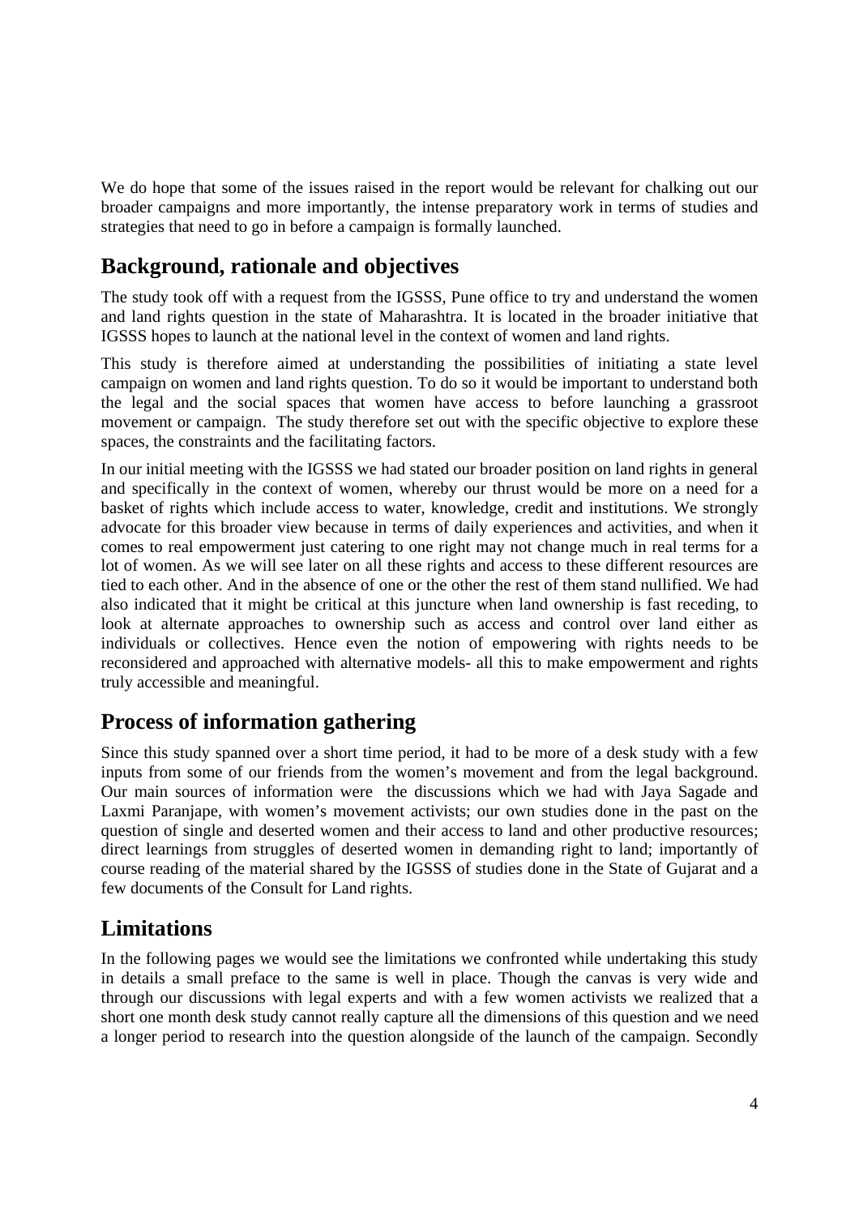We do hope that some of the issues raised in the report would be relevant for chalking out our broader campaigns and more importantly, the intense preparatory work in terms of studies and strategies that need to go in before a campaign is formally launched.

## Background, rationale and objectives

The study took off with a request from the IGSSS, Pune office to try and understand the women and land rights question in the state of Maharashtra. It is located in the broader initiative that IGSSS hopes to launch at the national level in the context of women and land rights.

This study is therefore aimed at understanding the possibilities of initiating a state level campaign on women and land rights question. To do so it would be important to understand both the legal and the social spaces that women have access to before launching a grassroot movement or campaign. The study therefore set out with the specific objective to explore these spaces, the constraints and the facilitating factors.

In our initial meeting with the IGSSS we had stated our broader position on land rights in general and specifically in the context of women, whereby our thrust would be more on a need for a basket of rights which include access to water, knowledge, credit and institutions. We strongly advocate for this broader view because in terms of daily experiences and activities, and when it comes to real empowerment just catering to one right may not change much in real terms for a lot of women. As we will see later on all these rights and access to these different resources are tied to each other. And in the absence of one or the other the rest of them stand nullified. We had also indicated that it might be critical at this juncture when land ownership is fast receding, to look at alternate approaches to ownership such as access and control over land either as individuals or collectives. Hence even the notion of empowering with rights needs to be reconsidered and approached with alternative models- all this to make empowerment and rights truly accessible and meaningful.

## Process of information gathering

Since this study spanned over a short time period, it had to be more of a desk study with a few inputs from some of our friends from the women's movement and from the legal background. Our main sources of information were the discussions which we had with Jaya Sagade and Laxmi Paranjape, with women's movement activists; our own studies done in the past on the question of single and deserted women and their access to land and other productive resources; direct learnings from struggles of deserted women in demanding right to land; importantly of course reading of the material shared by the IGSSS of studies done in the State of Gujarat and a few documents of the Consult for Land rights.

## Limitations

In the following pages we would see the limitations we confronted while undertaking this study in details a small preface to the same is well in place. Though the canvas is very wide and through our discussions with legal experts and with a few women activists we realized that a short one month desk study cannot really capture all the dimensions of this question and we need a longer period to research into the question alongside of the launch of the campaign. Secondly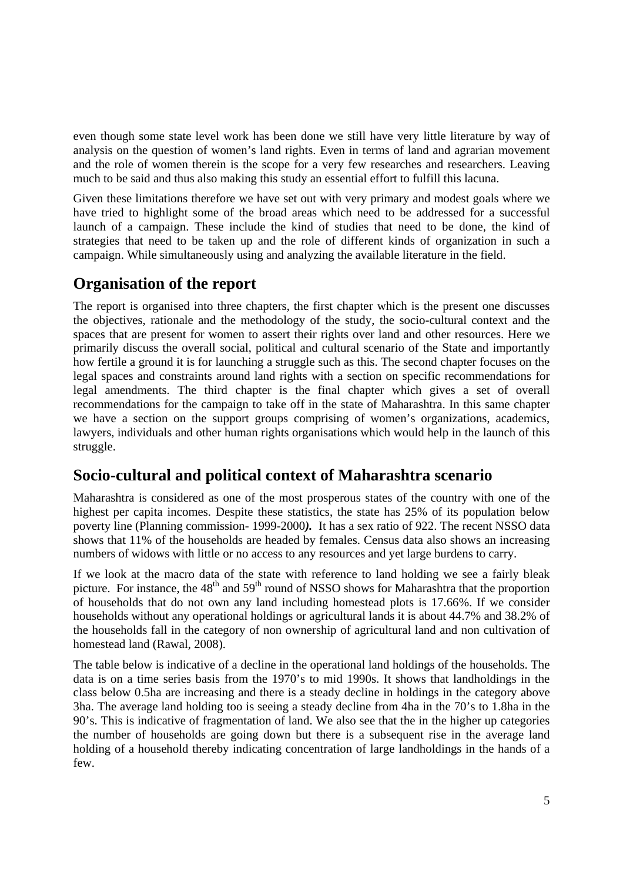even though some state level work has been done we still have very little literature by way of analysis on the question of women's land rights. Even in terms of land and agrarian movement and the role of women therein is the scope for a very few researches and researchers. Leaving much to be said and thus also making this study an essential effort to fulfill this lacuna.

Given these limitations therefore we have set out with very primary and modest goals where we have tried to highlight some of the broad areas which need to be addressed for a successful launch of a campaign. These include the kind of studies that need to be done, the kind of strategies that need to be taken up and the role of different kinds of organization in such a campaign. While simultaneously using and analyzing the available literature in the field.

## Organisation of the report

The report is organised into three chapters, the first chapter which is the present one discusses the objectives, rationale and the methodology of the study, the socio-cultural context and the spaces that are present for women to assert their rights over land and other resources. Here we primarily discuss the overall social, political and cultural scenario of the State and importantly how fertile a ground it is for launching a struggle such as this. The second chapter focuses on the legal spaces and constraints around land rights with a section on specific recommendations for legal amendments. The third chapter is the final chapter which gives a set of overall recommendations for the campaign to take off in the state of Maharashtra. In this same chapter we have a section on the support groups comprising of women's organizations, academics, lawyers, individuals and other human rights organisations which would help in the launch of this struggle.

## Socio-cultural and political context of Maharashtra scenario

Maharashtra is considered as one of the most prosperous states of the country with one of the highest per capita incomes. Despite these statistics, the state has 25% of its population below poverty line (Planning commission- 1999-2000***).*** It has a sex ratio of 922. The recent NSSO data shows that 11% of the households are headed by females. Census data also shows an increasing numbers of widows with little or no access to any resources and yet large burdens to carry.

If we look at the macro data of the state with reference to land holding we see a fairly bleak picture. For instance, the 48th and 59th round of NSSO shows for Maharashtra that the proportion of households that do not own any land including homestead plots is 17.66%. If we consider households without any operational holdings or agricultural lands it is about 44.7% and 38.2% of the households fall in the category of non ownership of agricultural land and non cultivation of homestead land (Rawal, 2008).

The table below is indicative of a decline in the operational land holdings of the households. The data is on a time series basis from the 1970's to mid 1990s. It shows that landholdings in the class below 0.5ha are increasing and there is a steady decline in holdings in the category above 3ha. The average land holding too is seeing a steady decline from 4ha in the 70's to 1.8ha in the 90's. This is indicative of fragmentation of land. We also see that the in the higher up categories the number of households are going down but there is a subsequent rise in the average land holding of a household thereby indicating concentration of large landholdings in the hands of a few.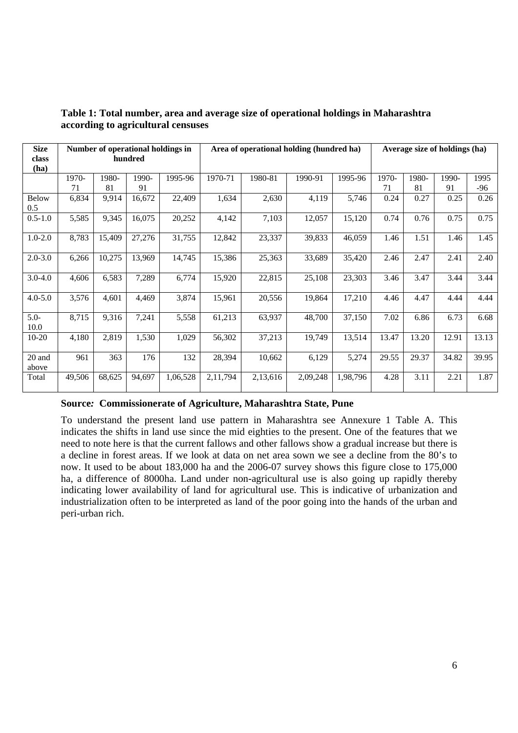**Table 1: Total number, area and average size of operational holdings in Maharashtra according to agricultural censuses**

| Size class (ha) | Number of operational holdings in hundred | | | | Area of operational holding (hundred ha) | | | | Average size of holdings (ha) | | | |
|---|---|---|---|---|---|---|---|---|---|---|---|---|
| | 1970-71 | 1980-81 | 1990-91 | 1995-96 | 1970-71 | 1980-81 | 1990-91 | 1995-96 | 1970-71 | 1980-81 | 1990-91 | 1995-96 |
| Below 0.5 | 6,834 | 9,914 | 16,672 | 22,409 | 1,634 | 2,630 | 4,119 | 5,746 | 0.24 | 0.27 | 0.25 | 0.26 |
| 0.5-1.0 | 5,585 | 9,345 | 16,075 | 20,252 | 4,142 | 7,103 | 12,057 | 15,120 | 0.74 | 0.76 | 0.75 | 0.75 |
| 1.0-2.0 | 8,783 | 15,409 | 27,276 | 31,755 | 12,842 | 23,337 | 39,833 | 46,059 | 1.46 | 1.51 | 1.46 | 1.45 |
| 2.0-3.0 | 6,266 | 10,275 | 13,969 | 14,745 | 15,386 | 25,363 | 33,689 | 35,420 | 2.46 | 2.47 | 2.41 | 2.40 |
| 3.0-4.0 | 4,606 | 6,583 | 7,289 | 6,774 | 15,920 | 22,815 | 25,108 | 23,303 | 3.46 | 3.47 | 3.44 | 3.44 |
| 4.0-5.0 | 3,576 | 4,601 | 4,469 | 3,874 | 15,961 | 20,556 | 19,864 | 17,210 | 4.46 | 4.47 | 4.44 | 4.44 |
| 5.0-10.0 | 8,715 | 9,316 | 7,241 | 5,558 | 61,213 | 63,937 | 48,700 | 37,150 | 7.02 | 6.86 | 6.73 | 6.68 |
| 10-20 | 4,180 | 2,819 | 1,530 | 1,029 | 56,302 | 37,213 | 19,749 | 13,514 | 13.47 | 13.20 | 12.91 | 13.13 |
| 20 and above | 961 | 363 | 176 | 132 | 28,394 | 10,662 | 6,129 | 5,274 | 29.55 | 29.37 | 34.82 | 39.95 |
| Total | 49,506 | 68,625 | 94,697 | 1,06,528 | 2,11,794 | 2,13,616 | 2,09,248 | 1,98,796 | 4.28 | 3.11 | 2.21 | 1.87 |

**Source: Commissionerate of Agriculture, Maharashtra State, Pune**

To understand the present land use pattern in Maharashtra see Annexure 1 Table A. This indicates the shifts in land use since the mid eighties to the present. One of the features that we need to note here is that the current fallows and other fallows show a gradual increase but there is a decline in forest areas. If we look at data on net area sown we see a decline from the 80's to now. It used to be about 183,000 ha and the 2006-07 survey shows this figure close to 175,000 ha, a difference of 8000ha. Land under non-agricultural use is also going up rapidly thereby indicating lower availability of land for agricultural use. This is indicative of urbanization and industrialization often to be interpreted as land of the poor going into the hands of the urban and peri-urban rich.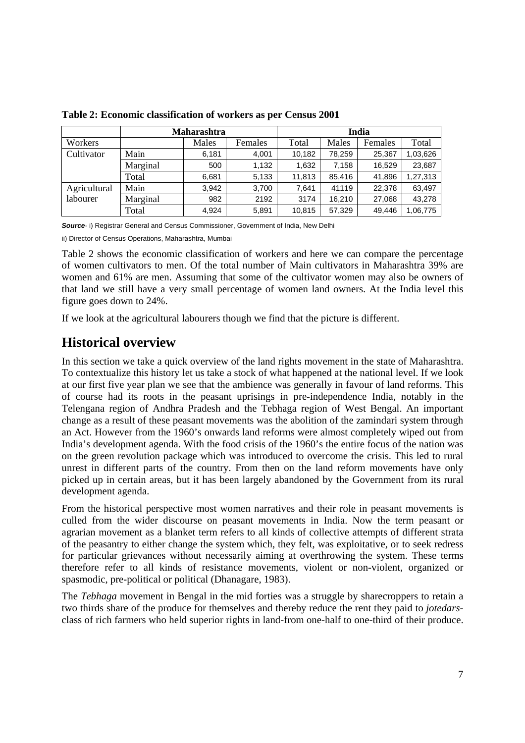**Table 2: Economic classification of workers as per Census 2001**

| | Maharashtra | | | | India | | |
|---|---|---|---|---|---|---|---|
| Workers | | Males | Females | Total | Males | Females | Total |
| Cultivator | Main | 6,181 | 4,001 | 10,182 | 78,259 | 25,367 | 1,03,626 |
| | Marginal | 500 | 1,132 | 1,632 | 7,158 | 16,529 | 23,687 |
| | Total | 6,681 | 5,133 | 11,813 | 85,416 | 41,896 | 1,27,313 |
| Agricultural labourer | Main | 3,942 | 3,700 | 7,641 | 41119 | 22,378 | 63,497 |
| | Marginal | 982 | 2192 | 3174 | 16,210 | 27,068 | 43,278 |
| | Total | 4,924 | 5,891 | 10,815 | 57,329 | 49,446 | 1,06,775 |

***Source***- i) Registrar General and Census Commissioner, Government of India, New Delhi

ii) Director of Census Operations, Maharashtra, Mumbai

Table 2 shows the economic classification of workers and here we can compare the percentage of women cultivators to men. Of the total number of Main cultivators in Maharashtra 39% are women and 61% are men. Assuming that some of the cultivator women may also be owners of that land we still have a very small percentage of women land owners. At the India level this figure goes down to 24%.

If we look at the agricultural labourers though we find that the picture is different.

## Historical overview

In this section we take a quick overview of the land rights movement in the state of Maharashtra. To contextualize this history let us take a stock of what happened at the national level. If we look at our first five year plan we see that the ambience was generally in favour of land reforms. This of course had its roots in the peasant uprisings in pre-independence India, notably in the Telengana region of Andhra Pradesh and the Tebhaga region of West Bengal. An important change as a result of these peasant movements was the abolition of the zamindari system through an Act. However from the 1960's onwards land reforms were almost completely wiped out from India's development agenda. With the food crisis of the 1960's the entire focus of the nation was on the green revolution package which was introduced to overcome the crisis. This led to rural unrest in different parts of the country. From then on the land reform movements have only picked up in certain areas, but it has been largely abandoned by the Government from its rural development agenda.

From the historical perspective most women narratives and their role in peasant movements is culled from the wider discourse on peasant movements in India. Now the term peasant or agrarian movement as a blanket term refers to all kinds of collective attempts of different strata of the peasantry to either change the system which, they felt, was exploitative, or to seek redress for particular grievances without necessarily aiming at overthrowing the system. These terms therefore refer to all kinds of resistance movements, violent or non-violent, organized or spasmodic, pre-political or political (Dhanagare, 1983).

The *Tebhaga* movement in Bengal in the mid forties was a struggle by sharecroppers to retain a two thirds share of the produce for themselves and thereby reduce the rent they paid to *jotedars*-class of rich farmers who held superior rights in land-from one-half to one-third of their produce.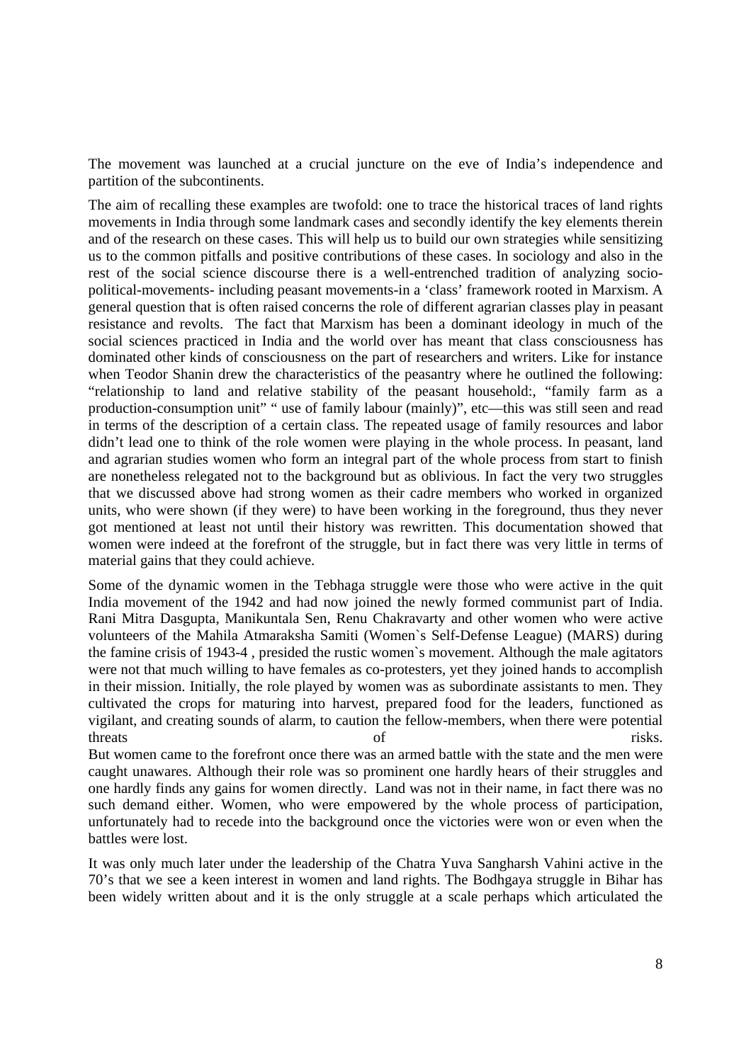The movement was launched at a crucial juncture on the eve of India's independence and partition of the subcontinents.

The aim of recalling these examples are twofold: one to trace the historical traces of land rights movements in India through some landmark cases and secondly identify the key elements therein and of the research on these cases. This will help us to build our own strategies while sensitizing us to the common pitfalls and positive contributions of these cases. In sociology and also in the rest of the social science discourse there is a well-entrenched tradition of analyzing socio-political-movements- including peasant movements-in a 'class' framework rooted in Marxism. A general question that is often raised concerns the role of different agrarian classes play in peasant resistance and revolts. The fact that Marxism has been a dominant ideology in much of the social sciences practiced in India and the world over has meant that class consciousness has dominated other kinds of consciousness on the part of researchers and writers. Like for instance when Teodor Shanin drew the characteristics of the peasantry where he outlined the following: "relationship to land and relative stability of the peasant household:, "family farm as a production-consumption unit" " use of family labour (mainly)", etc—this was still seen and read in terms of the description of a certain class. The repeated usage of family resources and labor didn't lead one to think of the role women were playing in the whole process. In peasant, land and agrarian studies women who form an integral part of the whole process from start to finish are nonetheless relegated not to the background but as oblivious. In fact the very two struggles that we discussed above had strong women as their cadre members who worked in organized units, who were shown (if they were) to have been working in the foreground, thus they never got mentioned at least not until their history was rewritten. This documentation showed that women were indeed at the forefront of the struggle, but in fact there was very little in terms of material gains that they could achieve.

Some of the dynamic women in the Tebhaga struggle were those who were active in the quit India movement of the 1942 and had now joined the newly formed communist part of India. Rani Mitra Dasgupta, Manikuntala Sen, Renu Chakravarty and other women who were active volunteers of the Mahila Atmaraksha Samiti (Women`s Self-Defense League) (MARS) during the famine crisis of 1943-4 , presided the rustic women`s movement. Although the male agitators were not that much willing to have females as co-protesters, yet they joined hands to accomplish in their mission. Initially, the role played by women was as subordinate assistants to men. They cultivated the crops for maturing into harvest, prepared food for the leaders, functioned as vigilant, and creating sounds of alarm, to caution the fellow-members, when there were potential threats of risks.
But women came to the forefront once there was an armed battle with the state and the men were caught unawares. Although their role was so prominent one hardly hears of their struggles and one hardly finds any gains for women directly. Land was not in their name, in fact there was no such demand either. Women, who were empowered by the whole process of participation, unfortunately had to recede into the background once the victories were won or even when the battles were lost.

It was only much later under the leadership of the Chatra Yuva Sangharsh Vahini active in the 70's that we see a keen interest in women and land rights. The Bodhgaya struggle in Bihar has been widely written about and it is the only struggle at a scale perhaps which articulated the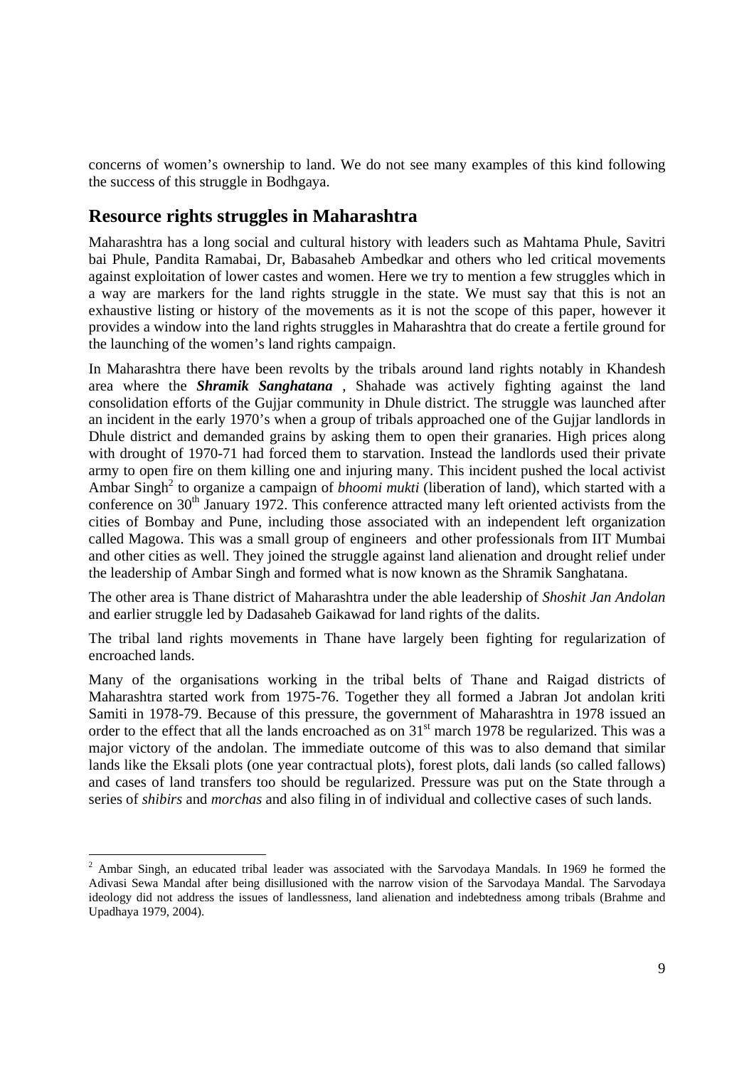concerns of women's ownership to land. We do not see many examples of this kind following the success of this struggle in Bodhgaya.

## Resource rights struggles in Maharashtra

Maharashtra has a long social and cultural history with leaders such as Mahtama Phule, Savitri bai Phule, Pandita Ramabai, Dr, Babasaheb Ambedkar and others who led critical movements against exploitation of lower castes and women. Here we try to mention a few struggles which in a way are markers for the land rights struggle in the state. We must say that this is not an exhaustive listing or history of the movements as it is not the scope of this paper, however it provides a window into the land rights struggles in Maharashtra that do create a fertile ground for the launching of the women's land rights campaign.

In Maharashtra there have been revolts by the tribals around land rights notably in Khandesh area where the ***Shramik Sanghatana*** , Shahade was actively fighting against the land consolidation efforts of the Gujjar community in Dhule district. The struggle was launched after an incident in the early 1970's when a group of tribals approached one of the Gujjar landlords in Dhule district and demanded grains by asking them to open their granaries. High prices along with drought of 1970-71 had forced them to starvation. Instead the landlords used their private army to open fire on them killing one and injuring many. This incident pushed the local activist Ambar Singh[2] to organize a campaign of *bhoomi mukti* (liberation of land), which started with a conference on 30th January 1972. This conference attracted many left oriented activists from the cities of Bombay and Pune, including those associated with an independent left organization called Magowa. This was a small group of engineers and other professionals from IIT Mumbai and other cities as well. They joined the struggle against land alienation and drought relief under the leadership of Ambar Singh and formed what is now known as the Shramik Sanghatana.

The other area is Thane district of Maharashtra under the able leadership of *Shoshit Jan Andolan* and earlier struggle led by Dadasaheb Gaikawad for land rights of the dalits.

The tribal land rights movements in Thane have largely been fighting for regularization of encroached lands.

Many of the organisations working in the tribal belts of Thane and Raigad districts of Maharashtra started work from 1975-76. Together they all formed a Jabran Jot andolan kriti Samiti in 1978-79. Because of this pressure, the government of Maharashtra in 1978 issued an order to the effect that all the lands encroached as on 31st march 1978 be regularized. This was a major victory of the andolan. The immediate outcome of this was to also demand that similar lands like the Eksali plots (one year contractual plots), forest plots, dali lands (so called fallows) and cases of land transfers too should be regularized. Pressure was put on the State through a series of *shibirs* and *morchas* and also filing in of individual and collective cases of such lands.

---

[2] Ambar Singh, an educated tribal leader was associated with the Sarvodaya Mandals. In 1969 he formed the Adivasi Sewa Mandal after being disillusioned with the narrow vision of the Sarvodaya Mandal. The Sarvodaya ideology did not address the issues of landlessness, land alienation and indebtedness among tribals (Brahme and Upadhaya 1979, 2004).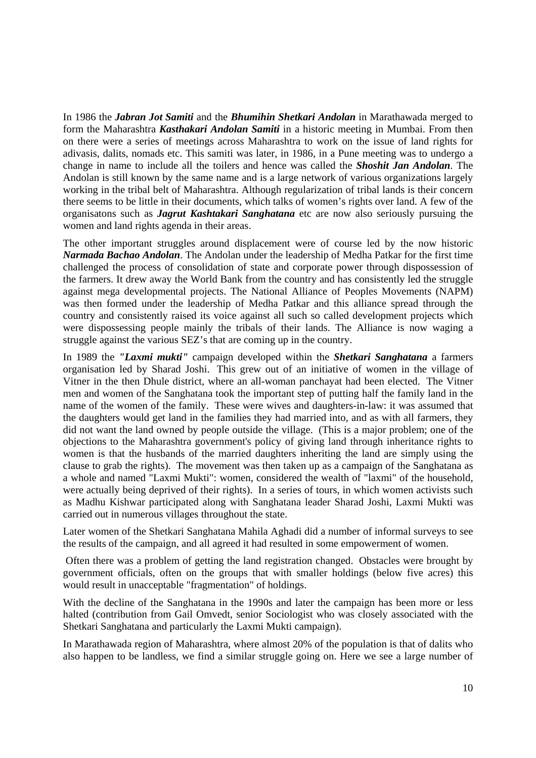In 1986 the ***Jabran Jot Samiti*** and the ***Bhumihin Shetkari Andolan*** in Marathawada merged to form the Maharashtra ***Kasthakari Andolan Samiti*** in a historic meeting in Mumbai. From then on there were a series of meetings across Maharashtra to work on the issue of land rights for adivasis, dalits, nomads etc. This samiti was later, in 1986, in a Pune meeting was to undergo a change in name to include all the toilers and hence was called the ***Shoshit Jan Andolan***. The Andolan is still known by the same name and is a large network of various organizations largely working in the tribal belt of Maharashtra. Although regularization of tribal lands is their concern there seems to be little in their documents, which talks of women's rights over land. A few of the organisatons such as ***Jagrut Kashtakari Sanghatana*** etc are now also seriously pursuing the women and land rights agenda in their areas.

The other important struggles around displacement were of course led by the now historic ***Narmada Bachao Andolan***. The Andolan under the leadership of Medha Patkar for the first time challenged the process of consolidation of state and corporate power through dispossession of the farmers. It drew away the World Bank from the country and has consistently led the struggle against mega developmental projects. The National Alliance of Peoples Movements (NAPM) was then formed under the leadership of Medha Patkar and this alliance spread through the country and consistently raised its voice against all such so called development projects which were dispossessing people mainly the tribals of their lands. The Alliance is now waging a struggle against the various SEZ's that are coming up in the country.

In 1989 the ***"Laxmi mukti"*** campaign developed within the ***Shetkari Sanghatana*** a farmers organisation led by Sharad Joshi. This grew out of an initiative of women in the village of Vitner in the then Dhule district, where an all-woman panchayat had been elected. The Vitner men and women of the Sanghatana took the important step of putting half the family land in the name of the women of the family. These were wives and daughters-in-law: it was assumed that the daughters would get land in the families they had married into, and as with all farmers, they did not want the land owned by people outside the village. (This is a major problem; one of the objections to the Maharashtra government's policy of giving land through inheritance rights to women is that the husbands of the married daughters inheriting the land are simply using the clause to grab the rights). The movement was then taken up as a campaign of the Sanghatana as a whole and named "Laxmi Mukti": women, considered the wealth of "laxmi" of the household, were actually being deprived of their rights). In a series of tours, in which women activists such as Madhu Kishwar participated along with Sanghatana leader Sharad Joshi, Laxmi Mukti was carried out in numerous villages throughout the state.

Later women of the Shetkari Sanghatana Mahila Aghadi did a number of informal surveys to see the results of the campaign, and all agreed it had resulted in some empowerment of women.

Often there was a problem of getting the land registration changed. Obstacles were brought by government officials, often on the groups that with smaller holdings (below five acres) this would result in unacceptable "fragmentation" of holdings.

With the decline of the Sanghatana in the 1990s and later the campaign has been more or less halted (contribution from Gail Omvedt, senior Sociologist who was closely associated with the Shetkari Sanghatana and particularly the Laxmi Mukti campaign).

In Marathawada region of Maharashtra, where almost 20% of the population is that of dalits who also happen to be landless, we find a similar struggle going on. Here we see a large number of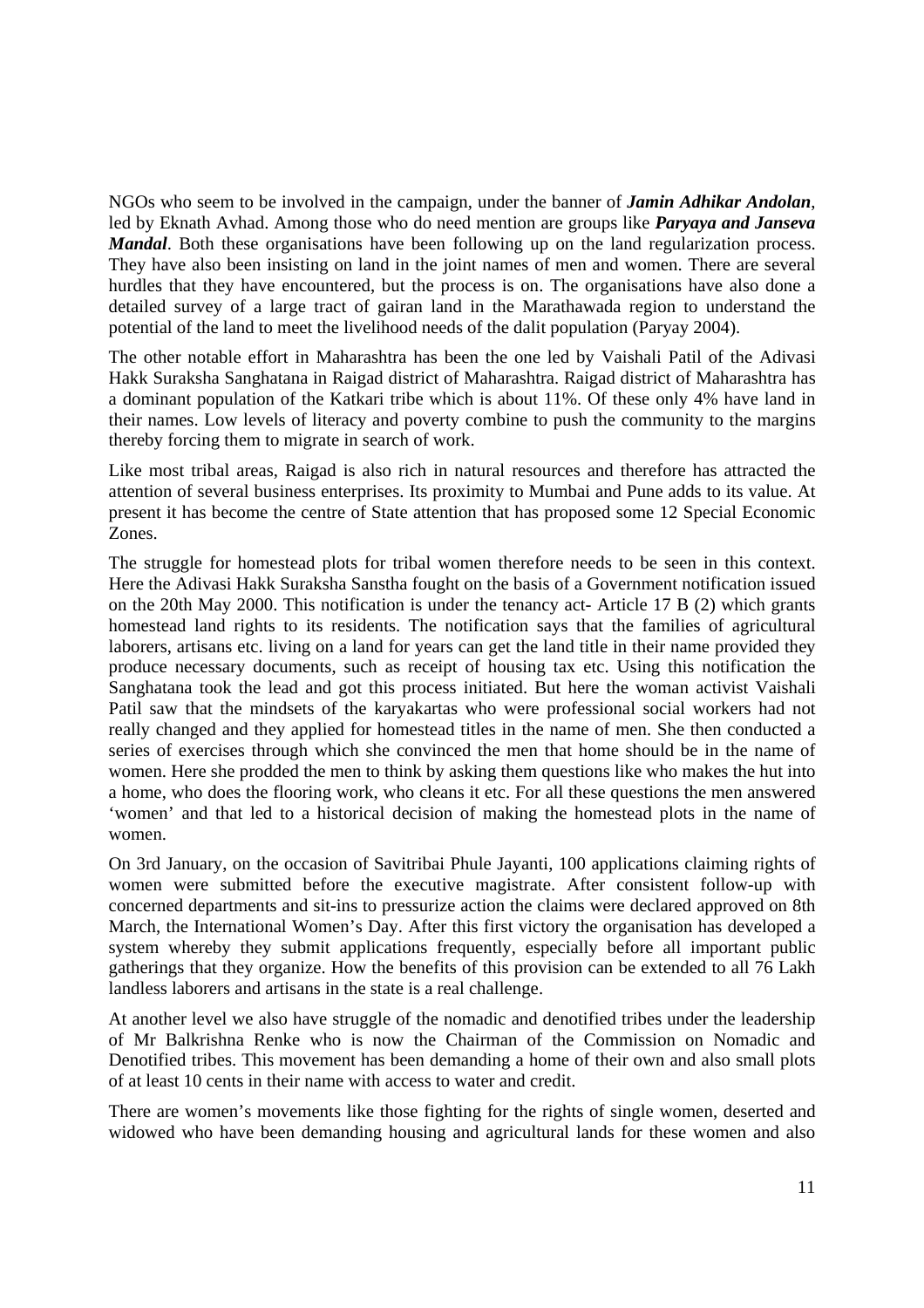NGOs who seem to be involved in the campaign, under the banner of ***Jamin Adhikar Andolan***, led by Eknath Avhad. Among those who do need mention are groups like ***Paryaya and Janseva Mandal***. Both these organisations have been following up on the land regularization process. They have also been insisting on land in the joint names of men and women. There are several hurdles that they have encountered, but the process is on. The organisations have also done a detailed survey of a large tract of gairan land in the Marathawada region to understand the potential of the land to meet the livelihood needs of the dalit population (Paryay 2004).

The other notable effort in Maharashtra has been the one led by Vaishali Patil of the Adivasi Hakk Suraksha Sanghatana in Raigad district of Maharashtra. Raigad district of Maharashtra has a dominant population of the Katkari tribe which is about 11%. Of these only 4% have land in their names. Low levels of literacy and poverty combine to push the community to the margins thereby forcing them to migrate in search of work.

Like most tribal areas, Raigad is also rich in natural resources and therefore has attracted the attention of several business enterprises. Its proximity to Mumbai and Pune adds to its value. At present it has become the centre of State attention that has proposed some 12 Special Economic Zones.

The struggle for homestead plots for tribal women therefore needs to be seen in this context. Here the Adivasi Hakk Suraksha Sanstha fought on the basis of a Government notification issued on the 20th May 2000. This notification is under the tenancy act- Article 17 B (2) which grants homestead land rights to its residents. The notification says that the families of agricultural laborers, artisans etc. living on a land for years can get the land title in their name provided they produce necessary documents, such as receipt of housing tax etc. Using this notification the Sanghatana took the lead and got this process initiated. But here the woman activist Vaishali Patil saw that the mindsets of the karyakartas who were professional social workers had not really changed and they applied for homestead titles in the name of men. She then conducted a series of exercises through which she convinced the men that home should be in the name of women. Here she prodded the men to think by asking them questions like who makes the hut into a home, who does the flooring work, who cleans it etc. For all these questions the men answered 'women' and that led to a historical decision of making the homestead plots in the name of women.

On 3rd January, on the occasion of Savitribai Phule Jayanti, 100 applications claiming rights of women were submitted before the executive magistrate. After consistent follow-up with concerned departments and sit-ins to pressurize action the claims were declared approved on 8th March, the International Women's Day. After this first victory the organisation has developed a system whereby they submit applications frequently, especially before all important public gatherings that they organize. How the benefits of this provision can be extended to all 76 Lakh landless laborers and artisans in the state is a real challenge.

At another level we also have struggle of the nomadic and denotified tribes under the leadership of Mr Balkrishna Renke who is now the Chairman of the Commission on Nomadic and Denotified tribes. This movement has been demanding a home of their own and also small plots of at least 10 cents in their name with access to water and credit.

There are women's movements like those fighting for the rights of single women, deserted and widowed who have been demanding housing and agricultural lands for these women and also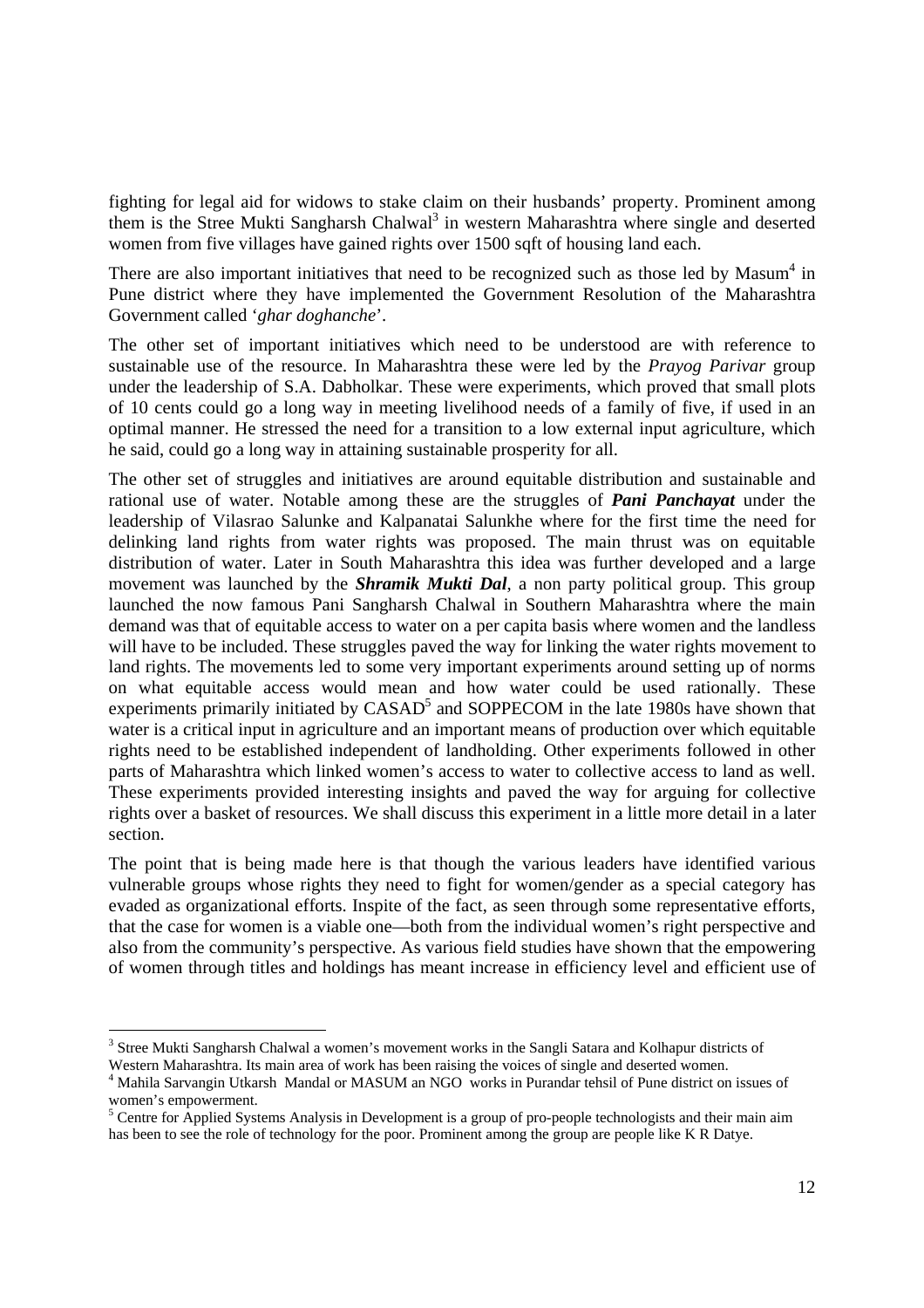fighting for legal aid for widows to stake claim on their husbands' property. Prominent among them is the Stree Mukti Sangharsh Chalwal[3] in western Maharashtra where single and deserted women from five villages have gained rights over 1500 sqft of housing land each.

There are also important initiatives that need to be recognized such as those led by Masum[4] in Pune district where they have implemented the Government Resolution of the Maharashtra Government called '*ghar doghanche*'.

The other set of important initiatives which need to be understood are with reference to sustainable use of the resource. In Maharashtra these were led by the *Prayog Parivar* group under the leadership of S.A. Dabholkar. These were experiments, which proved that small plots of 10 cents could go a long way in meeting livelihood needs of a family of five, if used in an optimal manner. He stressed the need for a transition to a low external input agriculture, which he said, could go a long way in attaining sustainable prosperity for all.

The other set of struggles and initiatives are around equitable distribution and sustainable and rational use of water. Notable among these are the struggles of ***Pani Panchayat*** under the leadership of Vilasrao Salunke and Kalpanatai Salunkhe where for the first time the need for delinking land rights from water rights was proposed. The main thrust was on equitable distribution of water. Later in South Maharashtra this idea was further developed and a large movement was launched by the ***Shramik Mukti Dal***, a non party political group. This group launched the now famous Pani Sangharsh Chalwal in Southern Maharashtra where the main demand was that of equitable access to water on a per capita basis where women and the landless will have to be included. These struggles paved the way for linking the water rights movement to land rights. The movements led to some very important experiments around setting up of norms on what equitable access would mean and how water could be used rationally. These experiments primarily initiated by CASAD[5] and SOPPECOM in the late 1980s have shown that water is a critical input in agriculture and an important means of production over which equitable rights need to be established independent of landholding. Other experiments followed in other parts of Maharashtra which linked women's access to water to collective access to land as well. These experiments provided interesting insights and paved the way for arguing for collective rights over a basket of resources. We shall discuss this experiment in a little more detail in a later section.

The point that is being made here is that though the various leaders have identified various vulnerable groups whose rights they need to fight for women/gender as a special category has evaded as organizational efforts. Inspite of the fact, as seen through some representative efforts, that the case for women is a viable one—both from the individual women's right perspective and also from the community's perspective. As various field studies have shown that the empowering of women through titles and holdings has meant increase in efficiency level and efficient use of

---

[3] Stree Mukti Sangharsh Chalwal a women's movement works in the Sangli Satara and Kolhapur districts of Western Maharashtra. Its main area of work has been raising the voices of single and deserted women.

[4] Mahila Sarvangin Utkarsh Mandal or MASUM an NGO works in Purandar tehsil of Pune district on issues of women's empowerment.

[5] Centre for Applied Systems Analysis in Development is a group of pro-people technologists and their main aim has been to see the role of technology for the poor. Prominent among the group are people like K R Datye.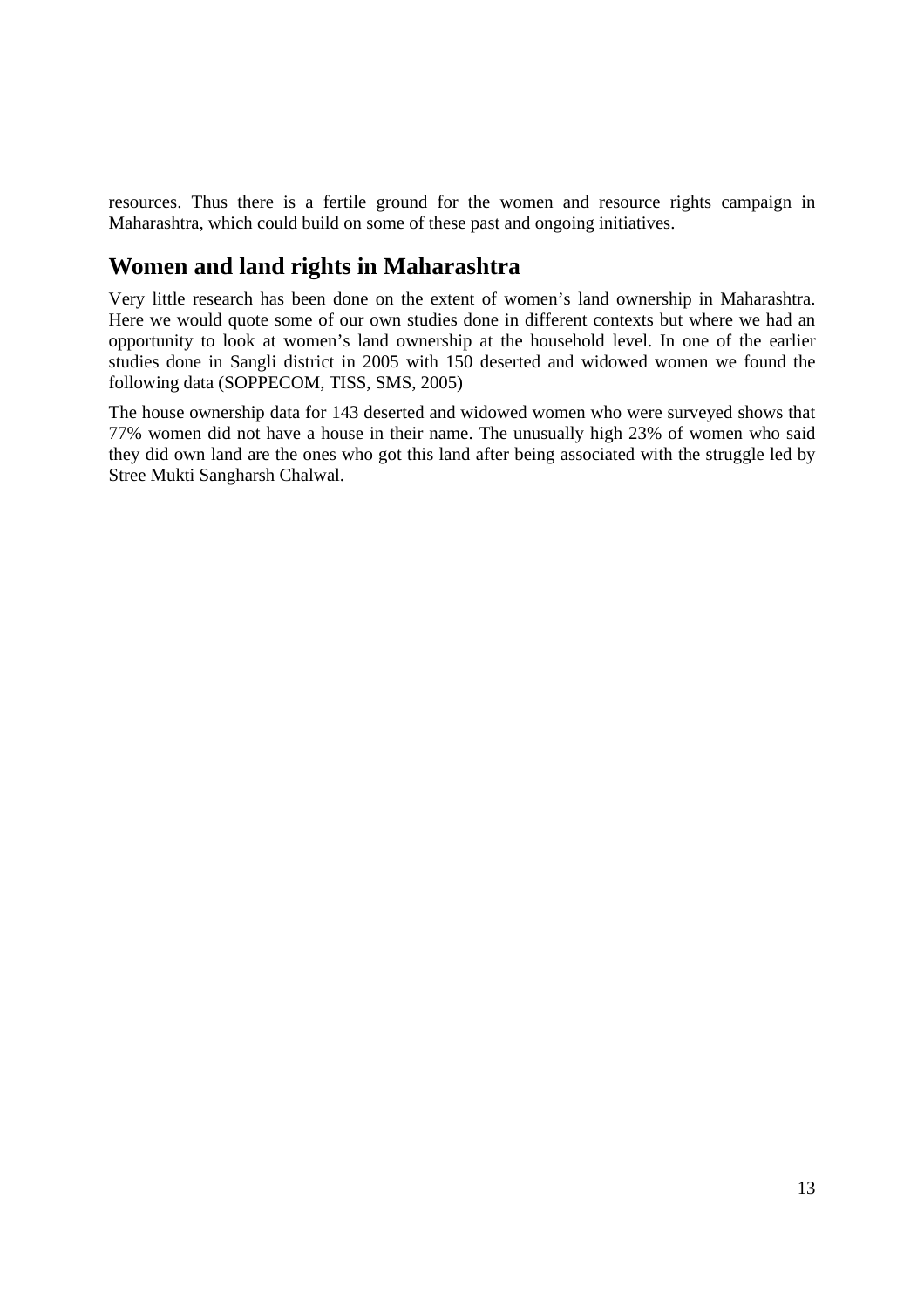resources. Thus there is a fertile ground for the women and resource rights campaign in Maharashtra, which could build on some of these past and ongoing initiatives.

## Women and land rights in Maharashtra

Very little research has been done on the extent of women's land ownership in Maharashtra. Here we would quote some of our own studies done in different contexts but where we had an opportunity to look at women's land ownership at the household level. In one of the earlier studies done in Sangli district in 2005 with 150 deserted and widowed women we found the following data (SOPPECOM, TISS, SMS, 2005)

The house ownership data for 143 deserted and widowed women who were surveyed shows that 77% women did not have a house in their name. The unusually high 23% of women who said they did own land are the ones who got this land after being associated with the struggle led by Stree Mukti Sangharsh Chalwal.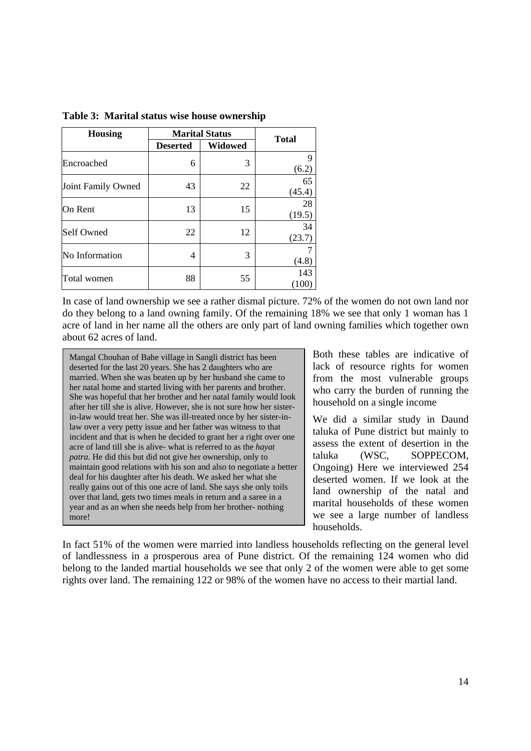**Table 3: Marital status wise house ownership**

| Housing | Marital Status | | Total |
|---|---|---|---|
| | Deserted | Widowed | |
| Encroached | 6 | 3 | 9 (6.2) |
| Joint Family Owned | 43 | 22 | 65 (45.4) |
| On Rent | 13 | 15 | 28 (19.5) |
| Self Owned | 22 | 12 | 34 (23.7) |
| No Information | 4 | 3 | 7 (4.8) |
| Total women | 88 | 55 | 143 (100) |

In case of land ownership we see a rather dismal picture. 72% of the women do not own land nor do they belong to a land owning family. Of the remaining 18% we see that only 1 woman has 1 acre of land in her name all the others are only part of land owning families which together own about 62 acres of land.

> Mangal Chouhan of Bahe village in Sangli district has been deserted for the last 20 years. She has 2 daughters who are married. When she was beaten up by her husband she came to her natal home and started living with her parents and brother. She was hopeful that her brother and her natal family would look after her till she is alive. However, she is not sure how her sister-in-law would treat her. She was ill-treated once by her sister-in-law over a very petty issue and her father was witness to that incident and that is when he decided to grant her a right over one acre of land till she is alive- what is referred to as the *hayat patra.* He did this but did not give her ownership, only to maintain good relations with his son and also to negotiate a better deal for his daughter after his death. We asked her what she really gains out of this one acre of land. She says she only toils over that land, gets two times meals in return and a saree in a year and as an when she needs help from her brother- nothing more!

Both these tables are indicative of lack of resource rights for women from the most vulnerable groups who carry the burden of running the household on a single income

We did a similar study in Daund taluka of Pune district but mainly to assess the extent of desertion in the taluka (WSC, SOPPECOM, Ongoing) Here we interviewed 254 deserted women. If we look at the land ownership of the natal and marital households of these women we see a large number of landless households.

In fact 51% of the women were married into landless households reflecting on the general level of landlessness in a prosperous area of Pune district. Of the remaining 124 women who did belong to the landed martial households we see that only 2 of the women were able to get some rights over land. The remaining 122 or 98% of the women have no access to their martial land.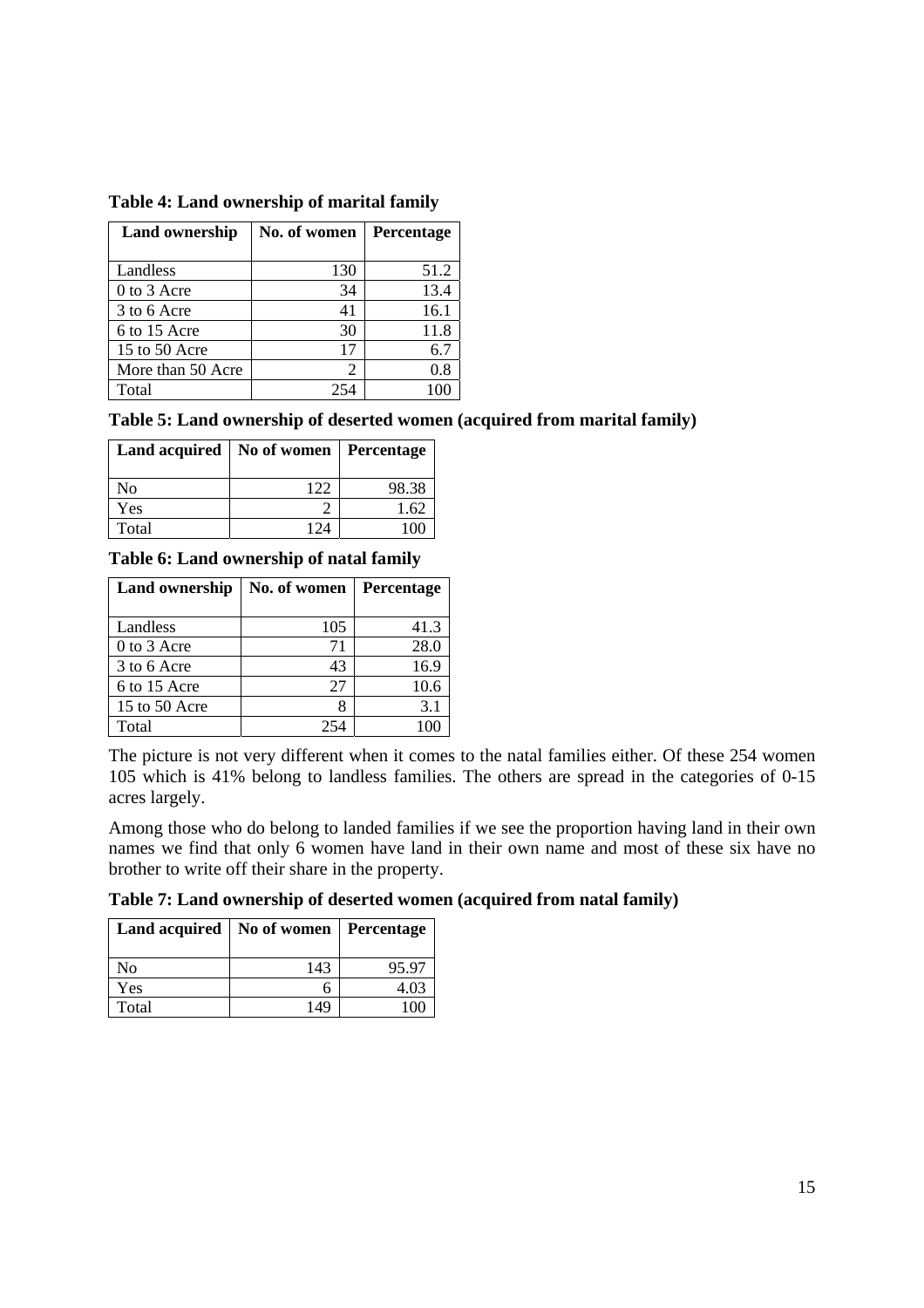**Table 4: Land ownership of marital family**

| Land ownership | No. of women | Percentage |
|---|---|---|
| Landless | 130 | 51.2 |
| 0 to 3 Acre | 34 | 13.4 |
| 3 to 6 Acre | 41 | 16.1 |
| 6 to 15 Acre | 30 | 11.8 |
| 15 to 50 Acre | 17 | 6.7 |
| More than 50 Acre | 2 | 0.8 |
| Total | 254 | 100 |

**Table 5: Land ownership of deserted women (acquired from marital family)**

| Land acquired | No of women | Percentage |
|---|---|---|
| No | 122 | 98.38 |
| Yes | 2 | 1.62 |
| Total | 124 | 100 |

**Table 6: Land ownership of natal family**

| Land ownership | No. of women | Percentage |
|---|---|---|
| Landless | 105 | 41.3 |
| 0 to 3 Acre | 71 | 28.0 |
| 3 to 6 Acre | 43 | 16.9 |
| 6 to 15 Acre | 27 | 10.6 |
| 15 to 50 Acre | 8 | 3.1 |
| Total | 254 | 100 |

The picture is not very different when it comes to the natal families either. Of these 254 women 105 which is 41% belong to landless families. The others are spread in the categories of 0-15 acres largely.

Among those who do belong to landed families if we see the proportion having land in their own names we find that only 6 women have land in their own name and most of these six have no brother to write off their share in the property.

**Table 7: Land ownership of deserted women (acquired from natal family)**

| Land acquired | No of women | Percentage |
|---|---|---|
| No | 143 | 95.97 |
| Yes | 6 | 4.03 |
| Total | 149 | 100 |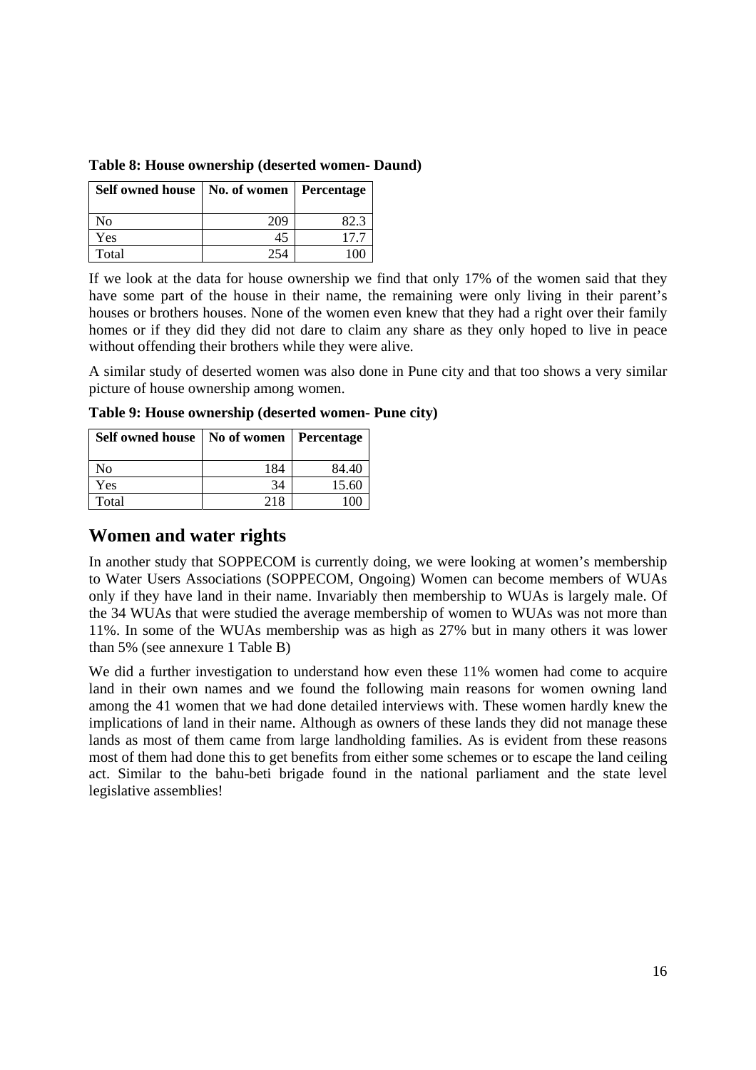**Table 8: House ownership (deserted women- Daund)**

| Self owned house | No. of women | Percentage |
|---|---|---|
| No | 209 | 82.3 |
| Yes | 45 | 17.7 |
| Total | 254 | 100 |

If we look at the data for house ownership we find that only 17% of the women said that they have some part of the house in their name, the remaining were only living in their parent's houses or brothers houses. None of the women even knew that they had a right over their family homes or if they did they did not dare to claim any share as they only hoped to live in peace without offending their brothers while they were alive.

A similar study of deserted women was also done in Pune city and that too shows a very similar picture of house ownership among women.

**Table 9: House ownership (deserted women- Pune city)**

| Self owned house | No of women | Percentage |
|---|---|---|
| No | 184 | 84.40 |
| Yes | 34 | 15.60 |
| Total | 218 | 100 |

## Women and water rights

In another study that SOPPECOM is currently doing, we were looking at women's membership to Water Users Associations (SOPPECOM, Ongoing) Women can become members of WUAs only if they have land in their name. Invariably then membership to WUAs is largely male. Of the 34 WUAs that were studied the average membership of women to WUAs was not more than 11%. In some of the WUAs membership was as high as 27% but in many others it was lower than 5% (see annexure 1 Table B)

We did a further investigation to understand how even these 11% women had come to acquire land in their own names and we found the following main reasons for women owning land among the 41 women that we had done detailed interviews with. These women hardly knew the implications of land in their name. Although as owners of these lands they did not manage these lands as most of them came from large landholding families. As is evident from these reasons most of them had done this to get benefits from either some schemes or to escape the land ceiling act. Similar to the bahu-beti brigade found in the national parliament and the state level legislative assemblies!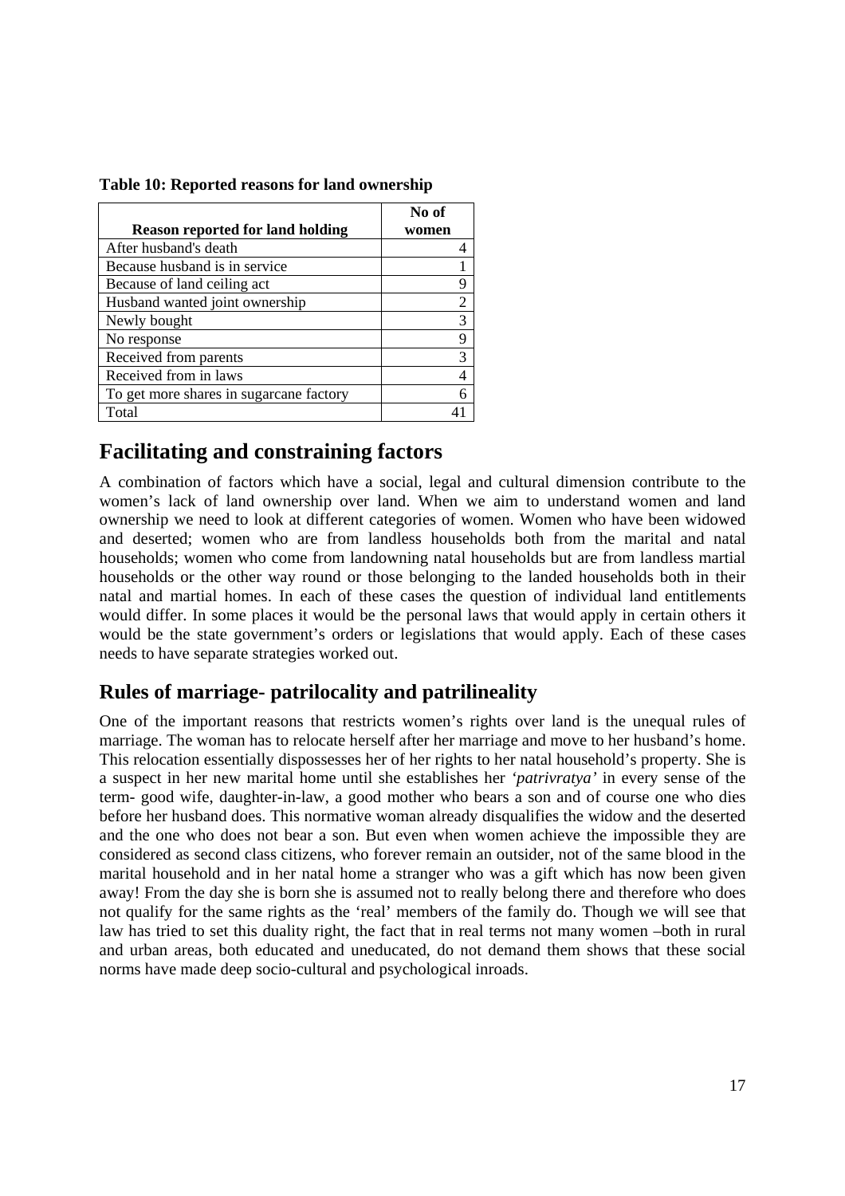**Table 10: Reported reasons for land ownership**

| Reason reported for land holding | No of women |
|---|---|
| After husband's death | 4 |
| Because husband is in service | 1 |
| Because of land ceiling act | 9 |
| Husband wanted joint ownership | 2 |
| Newly bought | 3 |
| No response | 9 |
| Received from parents | 3 |
| Received from in laws | 4 |
| To get more shares in sugarcane factory | 6 |
| Total | 41 |

## Facilitating and constraining factors

A combination of factors which have a social, legal and cultural dimension contribute to the women's lack of land ownership over land. When we aim to understand women and land ownership we need to look at different categories of women. Women who have been widowed and deserted; women who are from landless households both from the marital and natal households; women who come from landowning natal households but are from landless martial households or the other way round or those belonging to the landed households both in their natal and martial homes. In each of these cases the question of individual land entitlements would differ. In some places it would be the personal laws that would apply in certain others it would be the state government's orders or legislations that would apply. Each of these cases needs to have separate strategies worked out.

## Rules of marriage- patrilocality and patrilineality

One of the important reasons that restricts women's rights over land is the unequal rules of marriage. The woman has to relocate herself after her marriage and move to her husband's home. This relocation essentially dispossesses her of her rights to her natal household's property. She is a suspect in her new marital home until she establishes her *'patrivratya'* in every sense of the term- good wife, daughter-in-law, a good mother who bears a son and of course one who dies before her husband does. This normative woman already disqualifies the widow and the deserted and the one who does not bear a son. But even when women achieve the impossible they are considered as second class citizens, who forever remain an outsider, not of the same blood in the marital household and in her natal home a stranger who was a gift which has now been given away! From the day she is born she is assumed not to really belong there and therefore who does not qualify for the same rights as the 'real' members of the family do. Though we will see that law has tried to set this duality right, the fact that in real terms not many women –both in rural and urban areas, both educated and uneducated, do not demand them shows that these social norms have made deep socio-cultural and psychological inroads.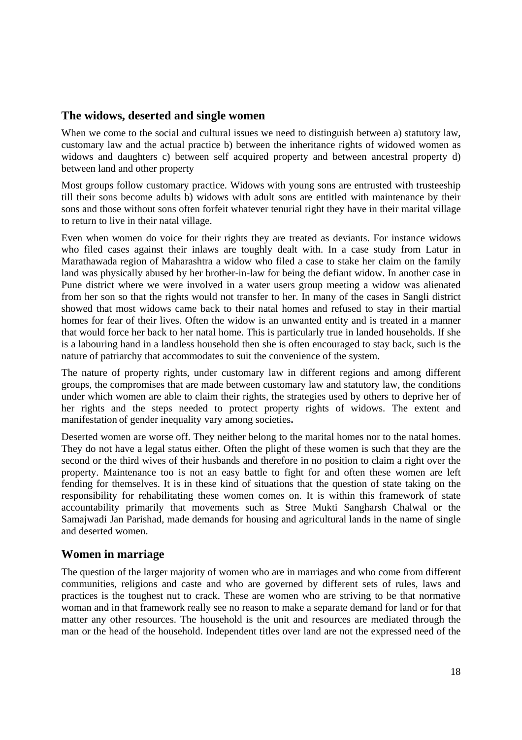## The widows, deserted and single women

When we come to the social and cultural issues we need to distinguish between a) statutory law, customary law and the actual practice b) between the inheritance rights of widowed women as widows and daughters c) between self acquired property and between ancestral property d) between land and other property

Most groups follow customary practice. Widows with young sons are entrusted with trusteeship till their sons become adults b) widows with adult sons are entitled with maintenance by their sons and those without sons often forfeit whatever tenurial right they have in their marital village to return to live in their natal village.

Even when women do voice for their rights they are treated as deviants. For instance widows who filed cases against their inlaws are toughly dealt with. In a case study from Latur in Marathawada region of Maharashtra a widow who filed a case to stake her claim on the family land was physically abused by her brother-in-law for being the defiant widow. In another case in Pune district where we were involved in a water users group meeting a widow was alienated from her son so that the rights would not transfer to her. In many of the cases in Sangli district showed that most widows came back to their natal homes and refused to stay in their martial homes for fear of their lives. Often the widow is an unwanted entity and is treated in a manner that would force her back to her natal home. This is particularly true in landed households. If she is a labouring hand in a landless household then she is often encouraged to stay back, such is the nature of patriarchy that accommodates to suit the convenience of the system.

The nature of property rights, under customary law in different regions and among different groups, the compromises that are made between customary law and statutory law, the conditions under which women are able to claim their rights, the strategies used by others to deprive her of her rights and the steps needed to protect property rights of widows. The extent and manifestation of gender inequality vary among societies**.**

Deserted women are worse off. They neither belong to the marital homes nor to the natal homes. They do not have a legal status either. Often the plight of these women is such that they are the second or the third wives of their husbands and therefore in no position to claim a right over the property. Maintenance too is not an easy battle to fight for and often these women are left fending for themselves. It is in these kind of situations that the question of state taking on the responsibility for rehabilitating these women comes on. It is within this framework of state accountability primarily that movements such as Stree Mukti Sangharsh Chalwal or the Samajwadi Jan Parishad, made demands for housing and agricultural lands in the name of single and deserted women.

## Women in marriage

The question of the larger majority of women who are in marriages and who come from different communities, religions and caste and who are governed by different sets of rules, laws and practices is the toughest nut to crack. These are women who are striving to be that normative woman and in that framework really see no reason to make a separate demand for land or for that matter any other resources. The household is the unit and resources are mediated through the man or the head of the household. Independent titles over land are not the expressed need of the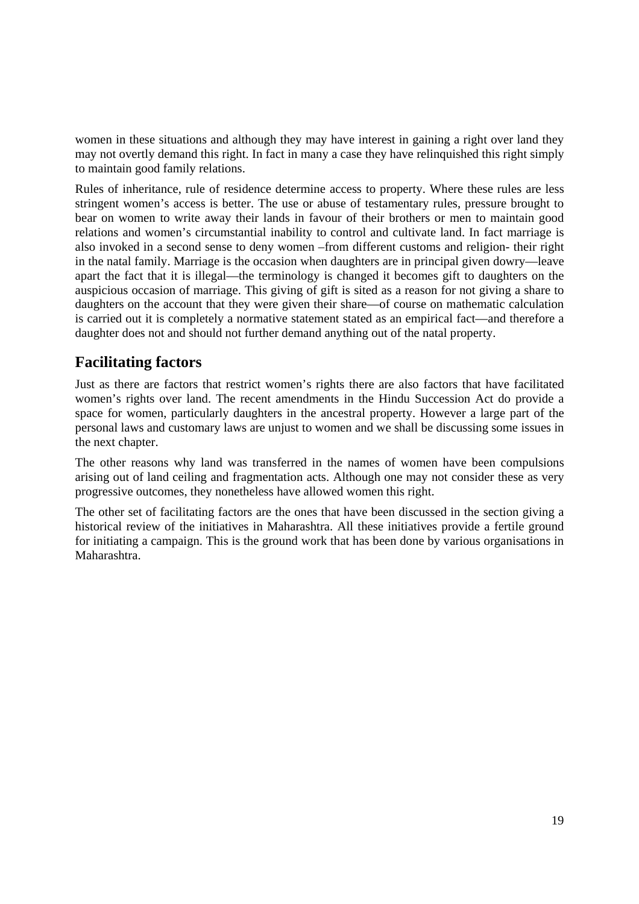women in these situations and although they may have interest in gaining a right over land they may not overtly demand this right. In fact in many a case they have relinquished this right simply to maintain good family relations.

Rules of inheritance, rule of residence determine access to property. Where these rules are less stringent women's access is better. The use or abuse of testamentary rules, pressure brought to bear on women to write away their lands in favour of their brothers or men to maintain good relations and women's circumstantial inability to control and cultivate land. In fact marriage is also invoked in a second sense to deny women –from different customs and religion- their right in the natal family. Marriage is the occasion when daughters are in principal given dowry—leave apart the fact that it is illegal—the terminology is changed it becomes gift to daughters on the auspicious occasion of marriage. This giving of gift is sited as a reason for not giving a share to daughters on the account that they were given their share—of course on mathematic calculation is carried out it is completely a normative statement stated as an empirical fact—and therefore a daughter does not and should not further demand anything out of the natal property.

## Facilitating factors

Just as there are factors that restrict women's rights there are also factors that have facilitated women's rights over land. The recent amendments in the Hindu Succession Act do provide a space for women, particularly daughters in the ancestral property. However a large part of the personal laws and customary laws are unjust to women and we shall be discussing some issues in the next chapter.

The other reasons why land was transferred in the names of women have been compulsions arising out of land ceiling and fragmentation acts. Although one may not consider these as very progressive outcomes, they nonetheless have allowed women this right.

The other set of facilitating factors are the ones that have been discussed in the section giving a historical review of the initiatives in Maharashtra. All these initiatives provide a fertile ground for initiating a campaign. This is the ground work that has been done by various organisations in Maharashtra.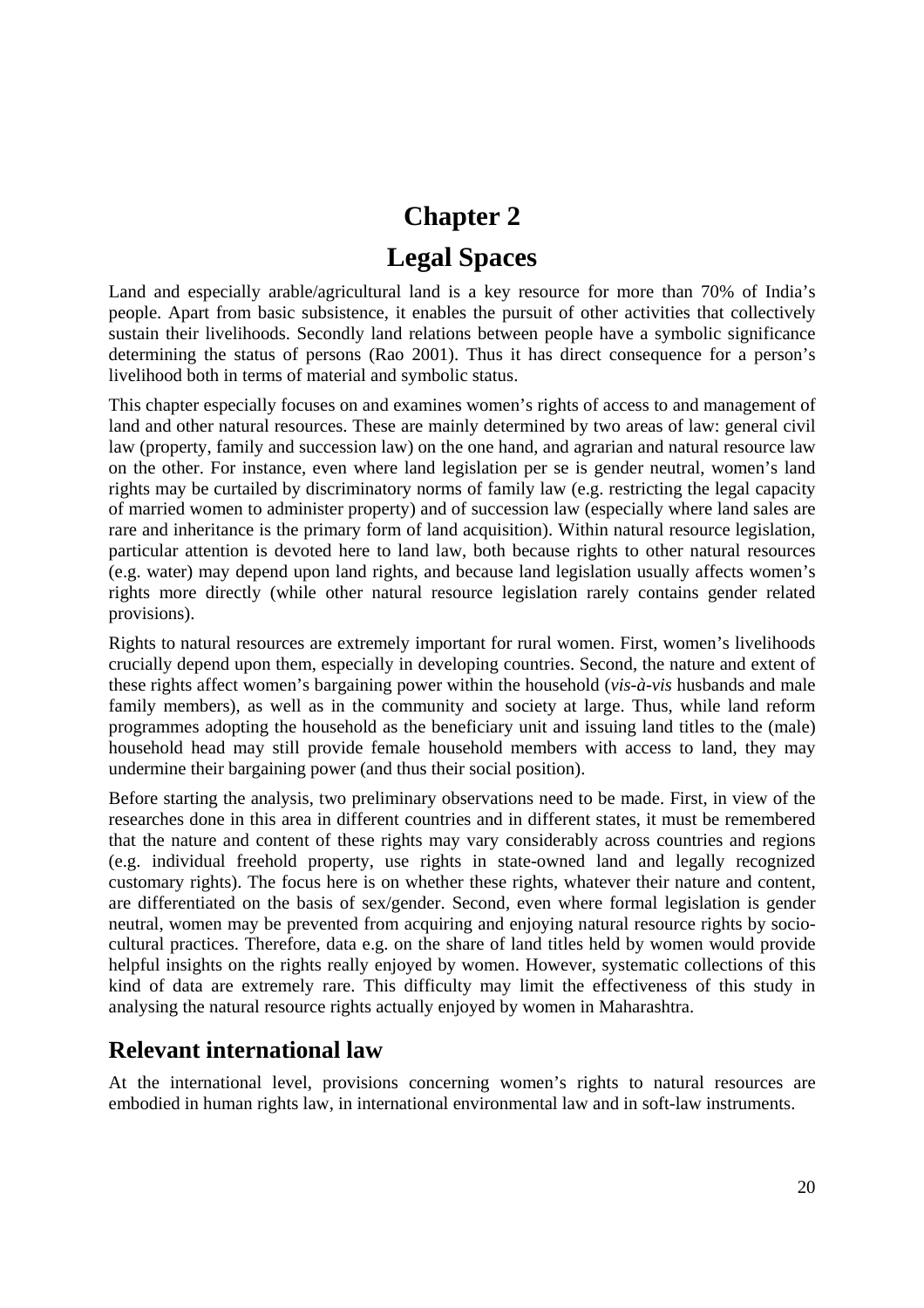# Chapter 2

# Legal Spaces

Land and especially arable/agricultural land is a key resource for more than 70% of India's people. Apart from basic subsistence, it enables the pursuit of other activities that collectively sustain their livelihoods. Secondly land relations between people have a symbolic significance determining the status of persons (Rao 2001). Thus it has direct consequence for a person's livelihood both in terms of material and symbolic status.

This chapter especially focuses on and examines women's rights of access to and management of land and other natural resources. These are mainly determined by two areas of law: general civil law (property, family and succession law) on the one hand, and agrarian and natural resource law on the other. For instance, even where land legislation per se is gender neutral, women's land rights may be curtailed by discriminatory norms of family law (e.g. restricting the legal capacity of married women to administer property) and of succession law (especially where land sales are rare and inheritance is the primary form of land acquisition). Within natural resource legislation, particular attention is devoted here to land law, both because rights to other natural resources (e.g. water) may depend upon land rights, and because land legislation usually affects women's rights more directly (while other natural resource legislation rarely contains gender related provisions).

Rights to natural resources are extremely important for rural women. First, women's livelihoods crucially depend upon them, especially in developing countries. Second, the nature and extent of these rights affect women's bargaining power within the household (*vis-à-vis* husbands and male family members), as well as in the community and society at large. Thus, while land reform programmes adopting the household as the beneficiary unit and issuing land titles to the (male) household head may still provide female household members with access to land, they may undermine their bargaining power (and thus their social position).

Before starting the analysis, two preliminary observations need to be made. First, in view of the researches done in this area in different countries and in different states, it must be remembered that the nature and content of these rights may vary considerably across countries and regions (e.g. individual freehold property, use rights in state-owned land and legally recognized customary rights). The focus here is on whether these rights, whatever their nature and content, are differentiated on the basis of sex/gender. Second, even where formal legislation is gender neutral, women may be prevented from acquiring and enjoying natural resource rights by socio-cultural practices. Therefore, data e.g. on the share of land titles held by women would provide helpful insights on the rights really enjoyed by women. However, systematic collections of this kind of data are extremely rare. This difficulty may limit the effectiveness of this study in analysing the natural resource rights actually enjoyed by women in Maharashtra.

## Relevant international law

At the international level, provisions concerning women's rights to natural resources are embodied in human rights law, in international environmental law and in soft-law instruments.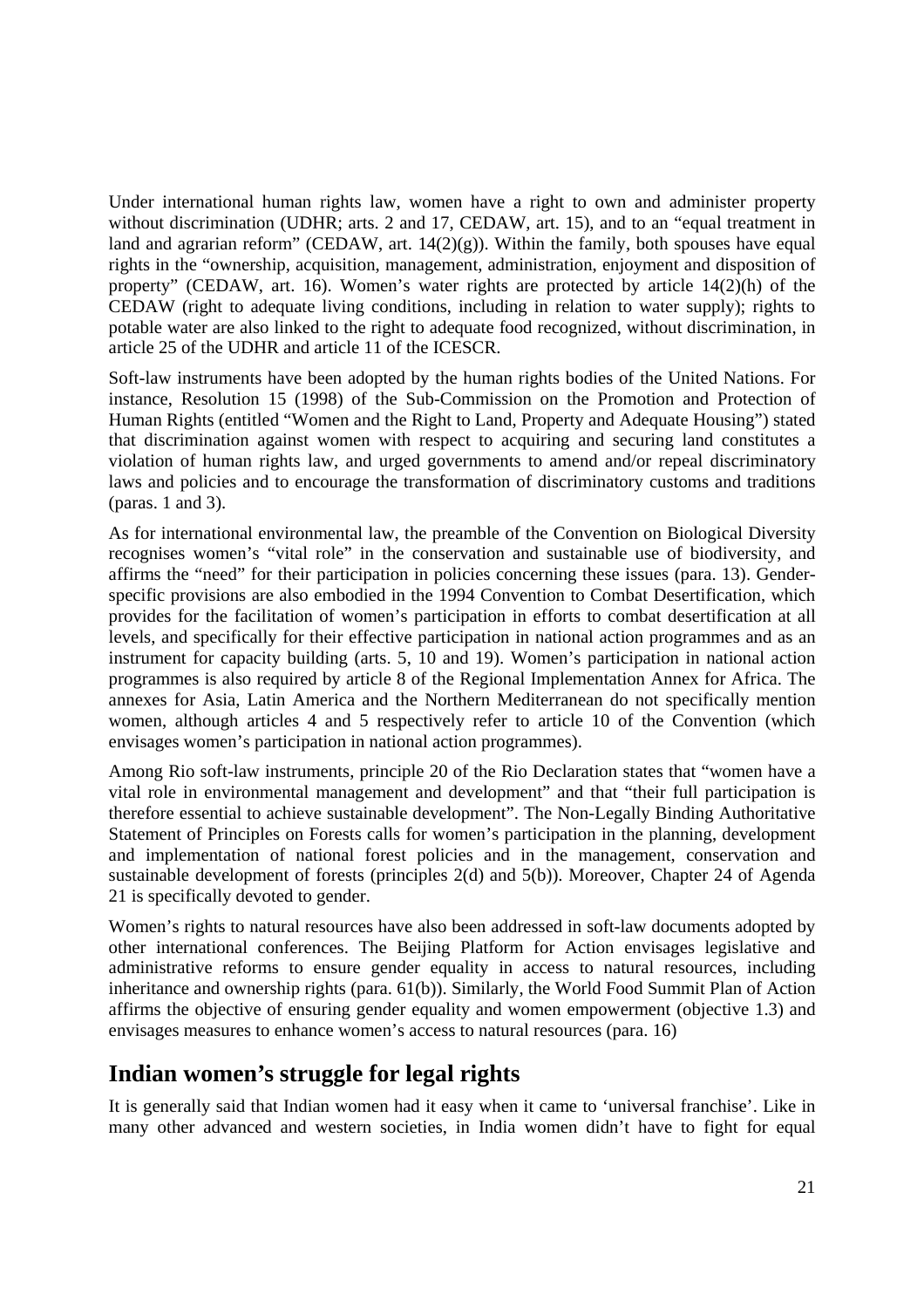Under international human rights law, women have a right to own and administer property without discrimination (UDHR; arts. 2 and 17, CEDAW, art. 15), and to an "equal treatment in land and agrarian reform" (CEDAW, art. 14(2)(g)). Within the family, both spouses have equal rights in the "ownership, acquisition, management, administration, enjoyment and disposition of property" (CEDAW, art. 16). Women's water rights are protected by article 14(2)(h) of the CEDAW (right to adequate living conditions, including in relation to water supply); rights to potable water are also linked to the right to adequate food recognized, without discrimination, in article 25 of the UDHR and article 11 of the ICESCR.

Soft-law instruments have been adopted by the human rights bodies of the United Nations. For instance, Resolution 15 (1998) of the Sub-Commission on the Promotion and Protection of Human Rights (entitled "Women and the Right to Land, Property and Adequate Housing") stated that discrimination against women with respect to acquiring and securing land constitutes a violation of human rights law, and urged governments to amend and/or repeal discriminatory laws and policies and to encourage the transformation of discriminatory customs and traditions (paras. 1 and 3).

As for international environmental law, the preamble of the Convention on Biological Diversity recognises women's "vital role" in the conservation and sustainable use of biodiversity, and affirms the "need" for their participation in policies concerning these issues (para. 13). Gender-specific provisions are also embodied in the 1994 Convention to Combat Desertification, which provides for the facilitation of women's participation in efforts to combat desertification at all levels, and specifically for their effective participation in national action programmes and as an instrument for capacity building (arts. 5, 10 and 19). Women's participation in national action programmes is also required by article 8 of the Regional Implementation Annex for Africa. The annexes for Asia, Latin America and the Northern Mediterranean do not specifically mention women, although articles 4 and 5 respectively refer to article 10 of the Convention (which envisages women's participation in national action programmes).

Among Rio soft-law instruments, principle 20 of the Rio Declaration states that "women have a vital role in environmental management and development" and that "their full participation is therefore essential to achieve sustainable development". The Non-Legally Binding Authoritative Statement of Principles on Forests calls for women's participation in the planning, development and implementation of national forest policies and in the management, conservation and sustainable development of forests (principles 2(d) and 5(b)). Moreover, Chapter 24 of Agenda 21 is specifically devoted to gender.

Women's rights to natural resources have also been addressed in soft-law documents adopted by other international conferences. The Beijing Platform for Action envisages legislative and administrative reforms to ensure gender equality in access to natural resources, including inheritance and ownership rights (para. 61(b)). Similarly, the World Food Summit Plan of Action affirms the objective of ensuring gender equality and women empowerment (objective 1.3) and envisages measures to enhance women's access to natural resources (para. 16)

## Indian women's struggle for legal rights

It is generally said that Indian women had it easy when it came to 'universal franchise'. Like in many other advanced and western societies, in India women didn't have to fight for equal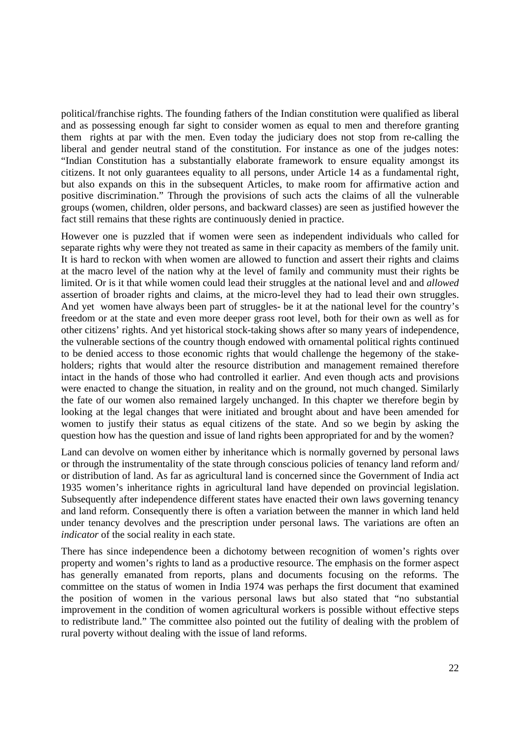political/franchise rights. The founding fathers of the Indian constitution were qualified as liberal and as possessing enough far sight to consider women as equal to men and therefore granting them rights at par with the men. Even today the judiciary does not stop from re-calling the liberal and gender neutral stand of the constitution. For instance as one of the judges notes: "Indian Constitution has a substantially elaborate framework to ensure equality amongst its citizens. It not only guarantees equality to all persons, under Article 14 as a fundamental right, but also expands on this in the subsequent Articles, to make room for affirmative action and positive discrimination." Through the provisions of such acts the claims of all the vulnerable groups (women, children, older persons, and backward classes) are seen as justified however the fact still remains that these rights are continuously denied in practice.

However one is puzzled that if women were seen as independent individuals who called for separate rights why were they not treated as same in their capacity as members of the family unit. It is hard to reckon with when women are allowed to function and assert their rights and claims at the macro level of the nation why at the level of family and community must their rights be limited. Or is it that while women could lead their struggles at the national level and and *allowed* assertion of broader rights and claims, at the micro-level they had to lead their own struggles. And yet women have always been part of struggles- be it at the national level for the country's freedom or at the state and even more deeper grass root level, both for their own as well as for other citizens' rights. And yet historical stock-taking shows after so many years of independence, the vulnerable sections of the country though endowed with ornamental political rights continued to be denied access to those economic rights that would challenge the hegemony of the stake-holders; rights that would alter the resource distribution and management remained therefore intact in the hands of those who had controlled it earlier. And even though acts and provisions were enacted to change the situation, in reality and on the ground, not much changed. Similarly the fate of our women also remained largely unchanged. In this chapter we therefore begin by looking at the legal changes that were initiated and brought about and have been amended for women to justify their status as equal citizens of the state. And so we begin by asking the question how has the question and issue of land rights been appropriated for and by the women?

Land can devolve on women either by inheritance which is normally governed by personal laws or through the instrumentality of the state through conscious policies of tenancy land reform and/ or distribution of land. As far as agricultural land is concerned since the Government of India act 1935 women's inheritance rights in agricultural land have depended on provincial legislation. Subsequently after independence different states have enacted their own laws governing tenancy and land reform. Consequently there is often a variation between the manner in which land held under tenancy devolves and the prescription under personal laws. The variations are often an *indicator* of the social reality in each state.

There has since independence been a dichotomy between recognition of women's rights over property and women's rights to land as a productive resource. The emphasis on the former aspect has generally emanated from reports, plans and documents focusing on the reforms. The committee on the status of women in India 1974 was perhaps the first document that examined the position of women in the various personal laws but also stated that "no substantial improvement in the condition of women agricultural workers is possible without effective steps to redistribute land." The committee also pointed out the futility of dealing with the problem of rural poverty without dealing with the issue of land reforms.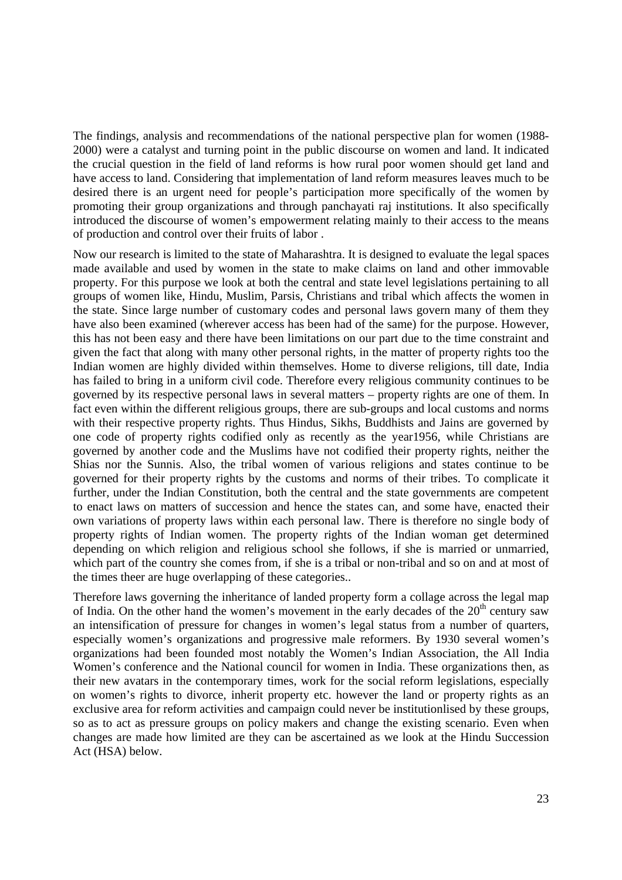The findings, analysis and recommendations of the national perspective plan for women (1988-2000) were a catalyst and turning point in the public discourse on women and land. It indicated the crucial question in the field of land reforms is how rural poor women should get land and have access to land. Considering that implementation of land reform measures leaves much to be desired there is an urgent need for people's participation more specifically of the women by promoting their group organizations and through panchayati raj institutions. It also specifically introduced the discourse of women's empowerment relating mainly to their access to the means of production and control over their fruits of labor .

Now our research is limited to the state of Maharashtra. It is designed to evaluate the legal spaces made available and used by women in the state to make claims on land and other immovable property. For this purpose we look at both the central and state level legislations pertaining to all groups of women like, Hindu, Muslim, Parsis, Christians and tribal which affects the women in the state. Since large number of customary codes and personal laws govern many of them they have also been examined (wherever access has been had of the same) for the purpose. However, this has not been easy and there have been limitations on our part due to the time constraint and given the fact that along with many other personal rights, in the matter of property rights too the Indian women are highly divided within themselves. Home to diverse religions, till date, India has failed to bring in a uniform civil code. Therefore every religious community continues to be governed by its respective personal laws in several matters – property rights are one of them. In fact even within the different religious groups, there are sub-groups and local customs and norms with their respective property rights. Thus Hindus, Sikhs, Buddhists and Jains are governed by one code of property rights codified only as recently as the year1956, while Christians are governed by another code and the Muslims have not codified their property rights, neither the Shias nor the Sunnis. Also, the tribal women of various religions and states continue to be governed for their property rights by the customs and norms of their tribes. To complicate it further, under the Indian Constitution, both the central and the state governments are competent to enact laws on matters of succession and hence the states can, and some have, enacted their own variations of property laws within each personal law. There is therefore no single body of property rights of Indian women. The property rights of the Indian woman get determined depending on which religion and religious school she follows, if she is married or unmarried, which part of the country she comes from, if she is a tribal or non-tribal and so on and at most of the times theer are huge overlapping of these categories..

Therefore laws governing the inheritance of landed property form a collage across the legal map of India. On the other hand the women's movement in the early decades of the 20th century saw an intensification of pressure for changes in women's legal status from a number of quarters, especially women's organizations and progressive male reformers. By 1930 several women's organizations had been founded most notably the Women's Indian Association, the All India Women's conference and the National council for women in India. These organizations then, as their new avatars in the contemporary times, work for the social reform legislations, especially on women's rights to divorce, inherit property etc. however the land or property rights as an exclusive area for reform activities and campaign could never be institutionlised by these groups, so as to act as pressure groups on policy makers and change the existing scenario. Even when changes are made how limited are they can be ascertained as we look at the Hindu Succession Act (HSA) below.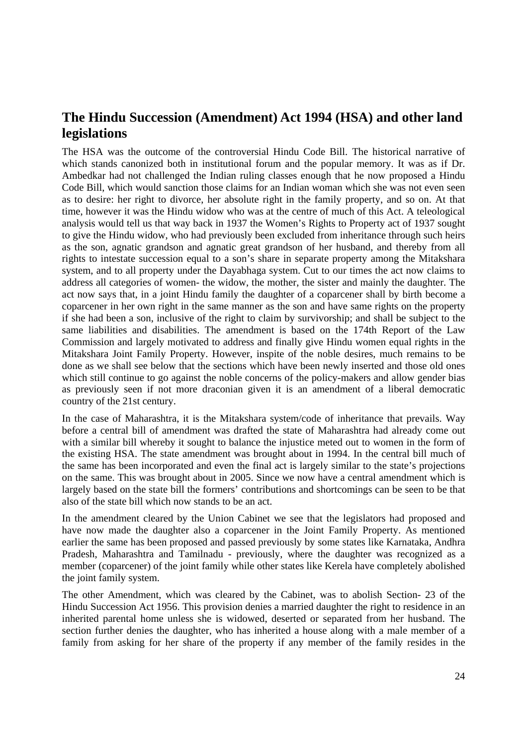## The Hindu Succession (Amendment) Act 1994 (HSA) and other land legislations

The HSA was the outcome of the controversial Hindu Code Bill. The historical narrative of which stands canonized both in institutional forum and the popular memory. It was as if Dr. Ambedkar had not challenged the Indian ruling classes enough that he now proposed a Hindu Code Bill, which would sanction those claims for an Indian woman which she was not even seen as to desire: her right to divorce, her absolute right in the family property, and so on. At that time, however it was the Hindu widow who was at the centre of much of this Act. A teleological analysis would tell us that way back in 1937 the Women's Rights to Property act of 1937 sought to give the Hindu widow, who had previously been excluded from inheritance through such heirs as the son, agnatic grandson and agnatic great grandson of her husband, and thereby from all rights to intestate succession equal to a son's share in separate property among the Mitakshara system, and to all property under the Dayabhaga system. Cut to our times the act now claims to address all categories of women- the widow, the mother, the sister and mainly the daughter. The act now says that, in a joint Hindu family the daughter of a coparcener shall by birth become a coparcener in her own right in the same manner as the son and have same rights on the property if she had been a son, inclusive of the right to claim by survivorship; and shall be subject to the same liabilities and disabilities. The amendment is based on the 174th Report of the Law Commission and largely motivated to address and finally give Hindu women equal rights in the Mitakshara Joint Family Property. However, inspite of the noble desires, much remains to be done as we shall see below that the sections which have been newly inserted and those old ones which still continue to go against the noble concerns of the policy-makers and allow gender bias as previously seen if not more draconian given it is an amendment of a liberal democratic country of the 21st century.

In the case of Maharashtra, it is the Mitakshara system/code of inheritance that prevails. Way before a central bill of amendment was drafted the state of Maharashtra had already come out with a similar bill whereby it sought to balance the injustice meted out to women in the form of the existing HSA. The state amendment was brought about in 1994. In the central bill much of the same has been incorporated and even the final act is largely similar to the state's projections on the same. This was brought about in 2005. Since we now have a central amendment which is largely based on the state bill the formers' contributions and shortcomings can be seen to be that also of the state bill which now stands to be an act.

In the amendment cleared by the Union Cabinet we see that the legislators had proposed and have now made the daughter also a coparcener in the Joint Family Property. As mentioned earlier the same has been proposed and passed previously by some states like Karnataka, Andhra Pradesh, Maharashtra and Tamilnadu - previously, where the daughter was recognized as a member (coparcener) of the joint family while other states like Kerela have completely abolished the joint family system.

The other Amendment, which was cleared by the Cabinet, was to abolish Section- 23 of the Hindu Succession Act 1956. This provision denies a married daughter the right to residence in an inherited parental home unless she is widowed, deserted or separated from her husband. The section further denies the daughter, who has inherited a house along with a male member of a family from asking for her share of the property if any member of the family resides in the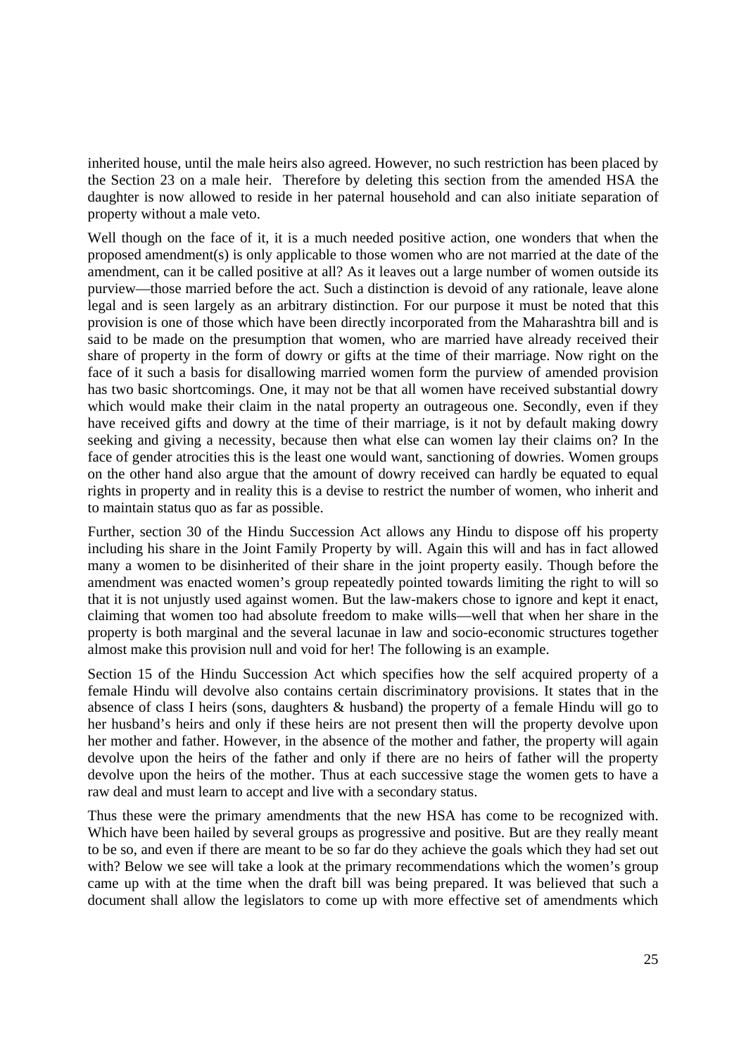inherited house, until the male heirs also agreed. However, no such restriction has been placed by the Section 23 on a male heir.  Therefore by deleting this section from the amended HSA the daughter is now allowed to reside in her paternal household and can also initiate separation of property without a male veto.

Well though on the face of it, it is a much needed positive action, one wonders that when the proposed amendment(s) is only applicable to those women who are not married at the date of the amendment, can it be called positive at all? As it leaves out a large number of women outside its purview—those married before the act. Such a distinction is devoid of any rationale, leave alone legal and is seen largely as an arbitrary distinction. For our purpose it must be noted that this provision is one of those which have been directly incorporated from the Maharashtra bill and is said to be made on the presumption that women, who are married have already received their share of property in the form of dowry or gifts at the time of their marriage. Now right on the face of it such a basis for disallowing married women form the purview of amended provision has two basic shortcomings. One, it may not be that all women have received substantial dowry which would make their claim in the natal property an outrageous one. Secondly, even if they have received gifts and dowry at the time of their marriage, is it not by default making dowry seeking and giving a necessity, because then what else can women lay their claims on? In the face of gender atrocities this is the least one would want, sanctioning of dowries. Women groups on the other hand also argue that the amount of dowry received can hardly be equated to equal rights in property and in reality this is a devise to restrict the number of women, who inherit and to maintain status quo as far as possible.

Further, section 30 of the Hindu Succession Act allows any Hindu to dispose off his property including his share in the Joint Family Property by will. Again this will and has in fact allowed many a women to be disinherited of their share in the joint property easily. Though before the amendment was enacted women's group repeatedly pointed towards limiting the right to will so that it is not unjustly used against women. But the law-makers chose to ignore and kept it enact, claiming that women too had absolute freedom to make wills—well that when her share in the property is both marginal and the several lacunae in law and socio-economic structures together almost make this provision null and void for her! The following is an example.

Section 15 of the Hindu Succession Act which specifies how the self acquired property of a female Hindu will devolve also contains certain discriminatory provisions. It states that in the absence of class I heirs (sons, daughters & husband) the property of a female Hindu will go to her husband's heirs and only if these heirs are not present then will the property devolve upon her mother and father. However, in the absence of the mother and father, the property will again devolve upon the heirs of the father and only if there are no heirs of father will the property devolve upon the heirs of the mother. Thus at each successive stage the women gets to have a raw deal and must learn to accept and live with a secondary status.

Thus these were the primary amendments that the new HSA has come to be recognized with. Which have been hailed by several groups as progressive and positive. But are they really meant to be so, and even if there are meant to be so far do they achieve the goals which they had set out with? Below we see will take a look at the primary recommendations which the women's group came up with at the time when the draft bill was being prepared. It was believed that such a document shall allow the legislators to come up with more effective set of amendments which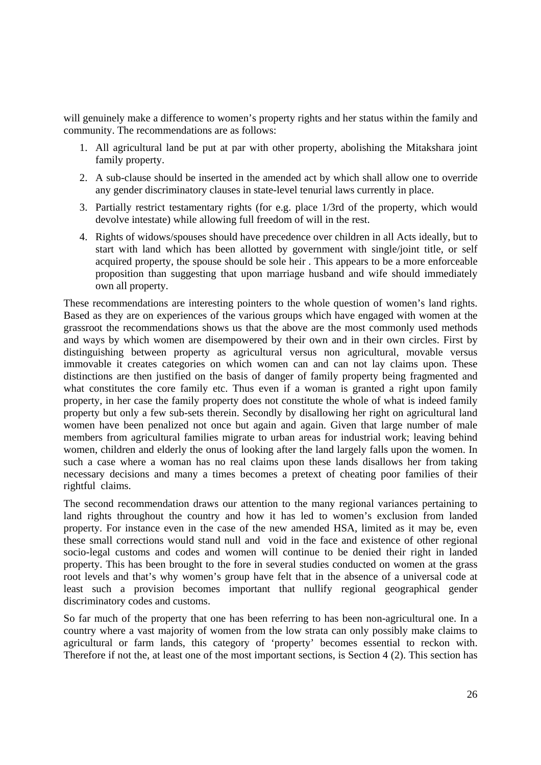will genuinely make a difference to women's property rights and her status within the family and community. The recommendations are as follows:

1. All agricultural land be put at par with other property, abolishing the Mitakshara joint family property.
2. A sub-clause should be inserted in the amended act by which shall allow one to override any gender discriminatory clauses in state-level tenurial laws currently in place.
3. Partially restrict testamentary rights (for e.g. place 1/3rd of the property, which would devolve intestate) while allowing full freedom of will in the rest.
4. Rights of widows/spouses should have precedence over children in all Acts ideally, but to start with land which has been allotted by government with single/joint title, or self acquired property, the spouse should be sole heir . This appears to be a more enforceable proposition than suggesting that upon marriage husband and wife should immediately own all property.

These recommendations are interesting pointers to the whole question of women's land rights. Based as they are on experiences of the various groups which have engaged with women at the grassroot the recommendations shows us that the above are the most commonly used methods and ways by which women are disempowered by their own and in their own circles. First by distinguishing between property as agricultural versus non agricultural, movable versus immovable it creates categories on which women can and can not lay claims upon. These distinctions are then justified on the basis of danger of family property being fragmented and what constitutes the core family etc. Thus even if a woman is granted a right upon family property, in her case the family property does not constitute the whole of what is indeed family property but only a few sub-sets therein. Secondly by disallowing her right on agricultural land women have been penalized not once but again and again. Given that large number of male members from agricultural families migrate to urban areas for industrial work; leaving behind women, children and elderly the onus of looking after the land largely falls upon the women. In such a case where a woman has no real claims upon these lands disallows her from taking necessary decisions and many a times becomes a pretext of cheating poor families of their rightful claims.

The second recommendation draws our attention to the many regional variances pertaining to land rights throughout the country and how it has led to women's exclusion from landed property. For instance even in the case of the new amended HSA, limited as it may be, even these small corrections would stand null and void in the face and existence of other regional socio-legal customs and codes and women will continue to be denied their right in landed property. This has been brought to the fore in several studies conducted on women at the grass root levels and that's why women's group have felt that in the absence of a universal code at least such a provision becomes important that nullify regional geographical gender discriminatory codes and customs.

So far much of the property that one has been referring to has been non-agricultural one. In a country where a vast majority of women from the low strata can only possibly make claims to agricultural or farm lands, this category of 'property' becomes essential to reckon with. Therefore if not the, at least one of the most important sections, is Section 4 (2). This section has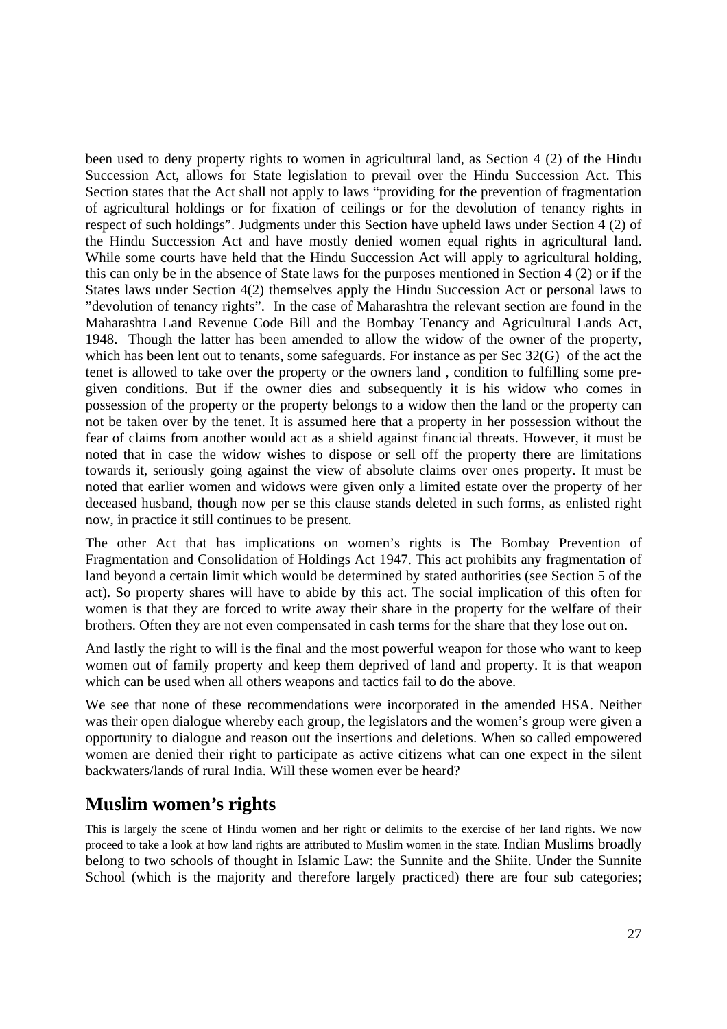been used to deny property rights to women in agricultural land, as Section 4 (2) of the Hindu Succession Act, allows for State legislation to prevail over the Hindu Succession Act. This Section states that the Act shall not apply to laws "providing for the prevention of fragmentation of agricultural holdings or for fixation of ceilings or for the devolution of tenancy rights in respect of such holdings". Judgments under this Section have upheld laws under Section 4 (2) of the Hindu Succession Act and have mostly denied women equal rights in agricultural land. While some courts have held that the Hindu Succession Act will apply to agricultural holding, this can only be in the absence of State laws for the purposes mentioned in Section 4 (2) or if the States laws under Section 4(2) themselves apply the Hindu Succession Act or personal laws to "devolution of tenancy rights". In the case of Maharashtra the relevant section are found in the Maharashtra Land Revenue Code Bill and the Bombay Tenancy and Agricultural Lands Act, 1948. Though the latter has been amended to allow the widow of the owner of the property, which has been lent out to tenants, some safeguards. For instance as per Sec 32(G) of the act the tenet is allowed to take over the property or the owners land , condition to fulfilling some pre-given conditions. But if the owner dies and subsequently it is his widow who comes in possession of the property or the property belongs to a widow then the land or the property can not be taken over by the tenet. It is assumed here that a property in her possession without the fear of claims from another would act as a shield against financial threats. However, it must be noted that in case the widow wishes to dispose or sell off the property there are limitations towards it, seriously going against the view of absolute claims over ones property. It must be noted that earlier women and widows were given only a limited estate over the property of her deceased husband, though now per se this clause stands deleted in such forms, as enlisted right now, in practice it still continues to be present.

The other Act that has implications on women's rights is The Bombay Prevention of Fragmentation and Consolidation of Holdings Act 1947. This act prohibits any fragmentation of land beyond a certain limit which would be determined by stated authorities (see Section 5 of the act). So property shares will have to abide by this act. The social implication of this often for women is that they are forced to write away their share in the property for the welfare of their brothers. Often they are not even compensated in cash terms for the share that they lose out on.

And lastly the right to will is the final and the most powerful weapon for those who want to keep women out of family property and keep them deprived of land and property. It is that weapon which can be used when all others weapons and tactics fail to do the above.

We see that none of these recommendations were incorporated in the amended HSA. Neither was their open dialogue whereby each group, the legislators and the women's group were given a opportunity to dialogue and reason out the insertions and deletions. When so called empowered women are denied their right to participate as active citizens what can one expect in the silent backwaters/lands of rural India. Will these women ever be heard?

## Muslim women's rights

This is largely the scene of Hindu women and her right or delimits to the exercise of her land rights. We now proceed to take a look at how land rights are attributed to Muslim women in the state. Indian Muslims broadly belong to two schools of thought in Islamic Law: the Sunnite and the Shiite. Under the Sunnite School (which is the majority and therefore largely practiced) there are four sub categories;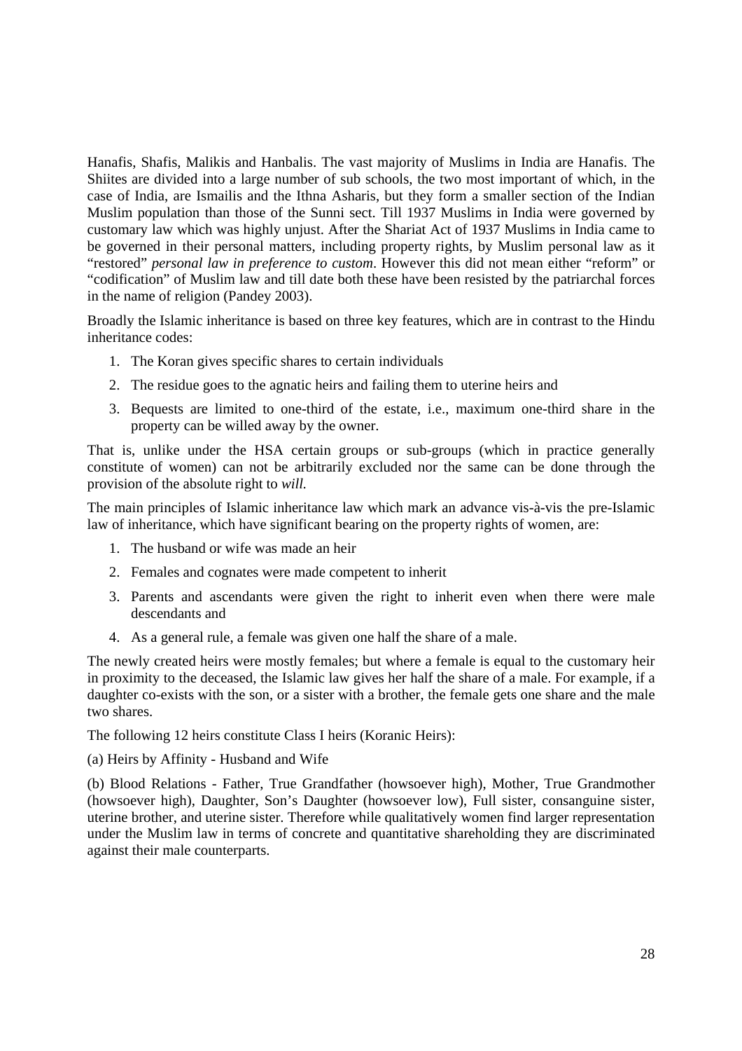Hanafis, Shafis, Malikis and Hanbalis. The vast majority of Muslims in India are Hanafis. The Shiites are divided into a large number of sub schools, the two most important of which, in the case of India, are Ismailis and the Ithna Asharis, but they form a smaller section of the Indian Muslim population than those of the Sunni sect. Till 1937 Muslims in India were governed by customary law which was highly unjust. After the Shariat Act of 1937 Muslims in India came to be governed in their personal matters, including property rights, by Muslim personal law as it "restored" *personal law in preference to custom*. However this did not mean either "reform" or "codification" of Muslim law and till date both these have been resisted by the patriarchal forces in the name of religion (Pandey 2003).

Broadly the Islamic inheritance is based on three key features, which are in contrast to the Hindu inheritance codes:

1. The Koran gives specific shares to certain individuals
2. The residue goes to the agnatic heirs and failing them to uterine heirs and
3. Bequests are limited to one-third of the estate, i.e., maximum one-third share in the property can be willed away by the owner.

That is, unlike under the HSA certain groups or sub-groups (which in practice generally constitute of women) can not be arbitrarily excluded nor the same can be done through the provision of the absolute right to *will.*

The main principles of Islamic inheritance law which mark an advance vis-à-vis the pre-Islamic law of inheritance, which have significant bearing on the property rights of women, are:

1. The husband or wife was made an heir
2. Females and cognates were made competent to inherit
3. Parents and ascendants were given the right to inherit even when there were male descendants and
4. As a general rule, a female was given one half the share of a male.

The newly created heirs were mostly females; but where a female is equal to the customary heir in proximity to the deceased, the Islamic law gives her half the share of a male. For example, if a daughter co-exists with the son, or a sister with a brother, the female gets one share and the male two shares.

The following 12 heirs constitute Class I heirs (Koranic Heirs):

(a) Heirs by Affinity - Husband and Wife

(b) Blood Relations - Father, True Grandfather (howsoever high), Mother, True Grandmother (howsoever high), Daughter, Son's Daughter (howsoever low), Full sister, consanguine sister, uterine brother, and uterine sister. Therefore while qualitatively women find larger representation under the Muslim law in terms of concrete and quantitative shareholding they are discriminated against their male counterparts.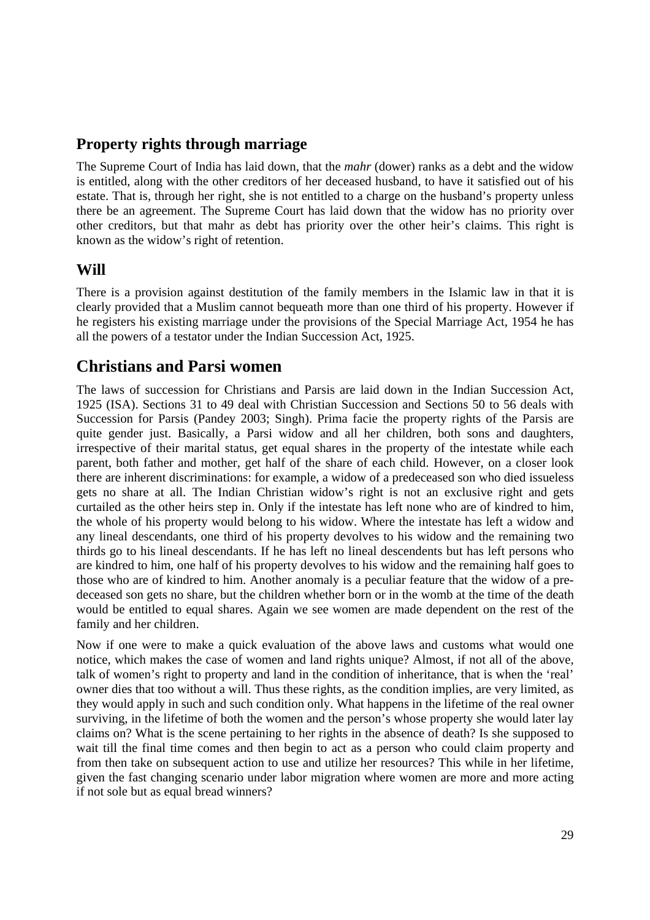## Property rights through marriage

The Supreme Court of India has laid down, that the *mahr* (dower) ranks as a debt and the widow is entitled, along with the other creditors of her deceased husband, to have it satisfied out of his estate. That is, through her right, she is not entitled to a charge on the husband's property unless there be an agreement. The Supreme Court has laid down that the widow has no priority over other creditors, but that mahr as debt has priority over the other heir's claims. This right is known as the widow's right of retention.

## Will

There is a provision against destitution of the family members in the Islamic law in that it is clearly provided that a Muslim cannot bequeath more than one third of his property. However if he registers his existing marriage under the provisions of the Special Marriage Act, 1954 he has all the powers of a testator under the Indian Succession Act, 1925.

# Christians and Parsi women

The laws of succession for Christians and Parsis are laid down in the Indian Succession Act, 1925 (ISA). Sections 31 to 49 deal with Christian Succession and Sections 50 to 56 deals with Succession for Parsis (Pandey 2003; Singh). Prima facie the property rights of the Parsis are quite gender just. Basically, a Parsi widow and all her children, both sons and daughters, irrespective of their marital status, get equal shares in the property of the intestate while each parent, both father and mother, get half of the share of each child. However, on a closer look there are inherent discriminations: for example, a widow of a predeceased son who died issueless gets no share at all. The Indian Christian widow's right is not an exclusive right and gets curtailed as the other heirs step in. Only if the intestate has left none who are of kindred to him, the whole of his property would belong to his widow. Where the intestate has left a widow and any lineal descendants, one third of his property devolves to his widow and the remaining two thirds go to his lineal descendants. If he has left no lineal descendents but has left persons who are kindred to him, one half of his property devolves to his widow and the remaining half goes to those who are of kindred to him. Another anomaly is a peculiar feature that the widow of a pre-deceased son gets no share, but the children whether born or in the womb at the time of the death would be entitled to equal shares. Again we see women are made dependent on the rest of the family and her children.

Now if one were to make a quick evaluation of the above laws and customs what would one notice, which makes the case of women and land rights unique? Almost, if not all of the above, talk of women's right to property and land in the condition of inheritance, that is when the 'real' owner dies that too without a will. Thus these rights, as the condition implies, are very limited, as they would apply in such and such condition only. What happens in the lifetime of the real owner surviving, in the lifetime of both the women and the person's whose property she would later lay claims on? What is the scene pertaining to her rights in the absence of death? Is she supposed to wait till the final time comes and then begin to act as a person who could claim property and from then take on subsequent action to use and utilize her resources? This while in her lifetime, given the fast changing scenario under labor migration where women are more and more acting if not sole but as equal bread winners?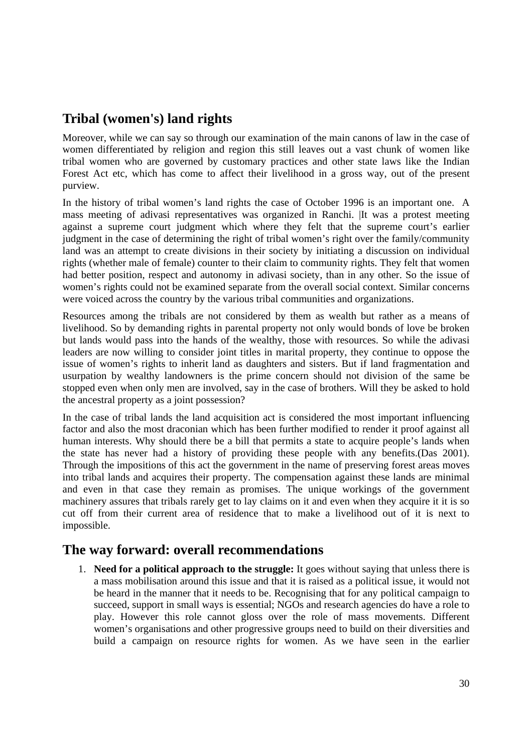## Tribal (women's) land rights

Moreover, while we can say so through our examination of the main canons of law in the case of women differentiated by religion and region this still leaves out a vast chunk of women like tribal women who are governed by customary practices and other state laws like the Indian Forest Act etc, which has come to affect their livelihood in a gross way, out of the present purview.

In the history of tribal women's land rights the case of October 1996 is an important one. A mass meeting of adivasi representatives was organized in Ranchi. |It was a protest meeting against a supreme court judgment which where they felt that the supreme court's earlier judgment in the case of determining the right of tribal women's right over the family/community land was an attempt to create divisions in their society by initiating a discussion on individual rights (whether male of female) counter to their claim to community rights. They felt that women had better position, respect and autonomy in adivasi society, than in any other. So the issue of women's rights could not be examined separate from the overall social context. Similar concerns were voiced across the country by the various tribal communities and organizations.

Resources among the tribals are not considered by them as wealth but rather as a means of livelihood. So by demanding rights in parental property not only would bonds of love be broken but lands would pass into the hands of the wealthy, those with resources. So while the adivasi leaders are now willing to consider joint titles in marital property, they continue to oppose the issue of women's rights to inherit land as daughters and sisters. But if land fragmentation and usurpation by wealthy landowners is the prime concern should not division of the same be stopped even when only men are involved, say in the case of brothers. Will they be asked to hold the ancestral property as a joint possession?

In the case of tribal lands the land acquisition act is considered the most important influencing factor and also the most draconian which has been further modified to render it proof against all human interests. Why should there be a bill that permits a state to acquire people's lands when the state has never had a history of providing these people with any benefits.(Das 2001). Through the impositions of this act the government in the name of preserving forest areas moves into tribal lands and acquires their property. The compensation against these lands are minimal and even in that case they remain as promises. The unique workings of the government machinery assures that tribals rarely get to lay claims on it and even when they acquire it it is so cut off from their current area of residence that to make a livelihood out of it is next to impossible.

## The way forward: overall recommendations

1. **Need for a political approach to the struggle:** It goes without saying that unless there is a mass mobilisation around this issue and that it is raised as a political issue, it would not be heard in the manner that it needs to be. Recognising that for any political campaign to succeed, support in small ways is essential; NGOs and research agencies do have a role to play. However this role cannot gloss over the role of mass movements. Different women's organisations and other progressive groups need to build on their diversities and build a campaign on resource rights for women. As we have seen in the earlier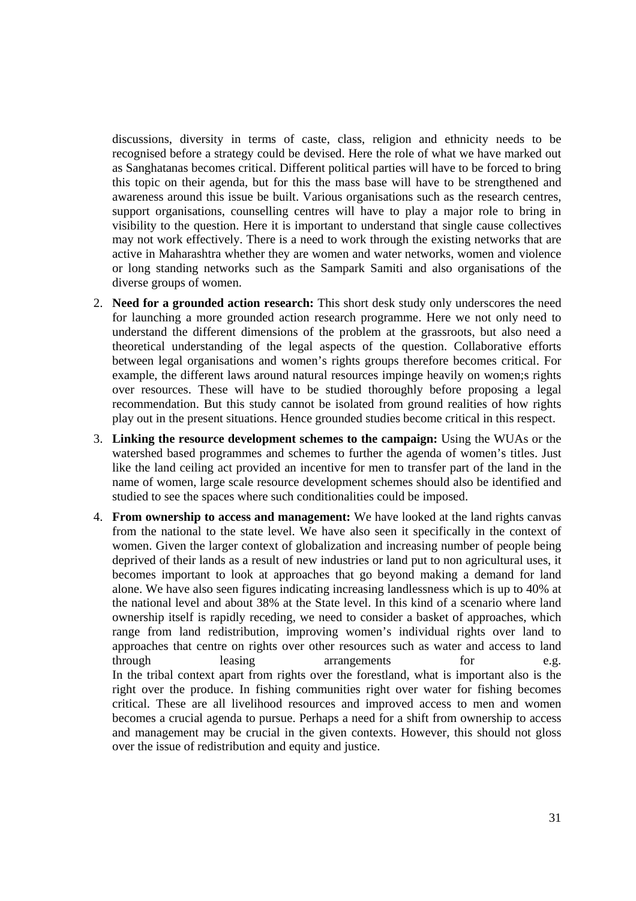discussions, diversity in terms of caste, class, religion and ethnicity needs to be recognised before a strategy could be devised. Here the role of what we have marked out as Sanghatanas becomes critical. Different political parties will have to be forced to bring this topic on their agenda, but for this the mass base will have to be strengthened and awareness around this issue be built. Various organisations such as the research centres, support organisations, counselling centres will have to play a major role to bring in visibility to the question. Here it is important to understand that single cause collectives may not work effectively. There is a need to work through the existing networks that are active in Maharashtra whether they are women and water networks, women and violence or long standing networks such as the Sampark Samiti and also organisations of the diverse groups of women.

2. **Need for a grounded action research:** This short desk study only underscores the need for launching a more grounded action research programme. Here we not only need to understand the different dimensions of the problem at the grassroots, but also need a theoretical understanding of the legal aspects of the question. Collaborative efforts between legal organisations and women's rights groups therefore becomes critical. For example, the different laws around natural resources impinge heavily on women;s rights over resources. These will have to be studied thoroughly before proposing a legal recommendation. But this study cannot be isolated from ground realities of how rights play out in the present situations. Hence grounded studies become critical in this respect.

3. **Linking the resource development schemes to the campaign:** Using the WUAs or the watershed based programmes and schemes to further the agenda of women's titles. Just like the land ceiling act provided an incentive for men to transfer part of the land in the name of women, large scale resource development schemes should also be identified and studied to see the spaces where such conditionalities could be imposed.

4. **From ownership to access and management:** We have looked at the land rights canvas from the national to the state level. We have also seen it specifically in the context of women. Given the larger context of globalization and increasing number of people being deprived of their lands as a result of new industries or land put to non agricultural uses, it becomes important to look at approaches that go beyond making a demand for land alone. We have also seen figures indicating increasing landlessness which is up to 40% at the national level and about 38% at the State level. In this kind of a scenario where land ownership itself is rapidly receding, we need to consider a basket of approaches, which range from land redistribution, improving women's individual rights over land to approaches that centre on rights over other resources such as water and access to land through leasing arrangements for e.g.
In the tribal context apart from rights over the forestland, what is important also is the right over the produce. In fishing communities right over water for fishing becomes critical. These are all livelihood resources and improved access to men and women becomes a crucial agenda to pursue. Perhaps a need for a shift from ownership to access and management may be crucial in the given contexts. However, this should not gloss over the issue of redistribution and equity and justice.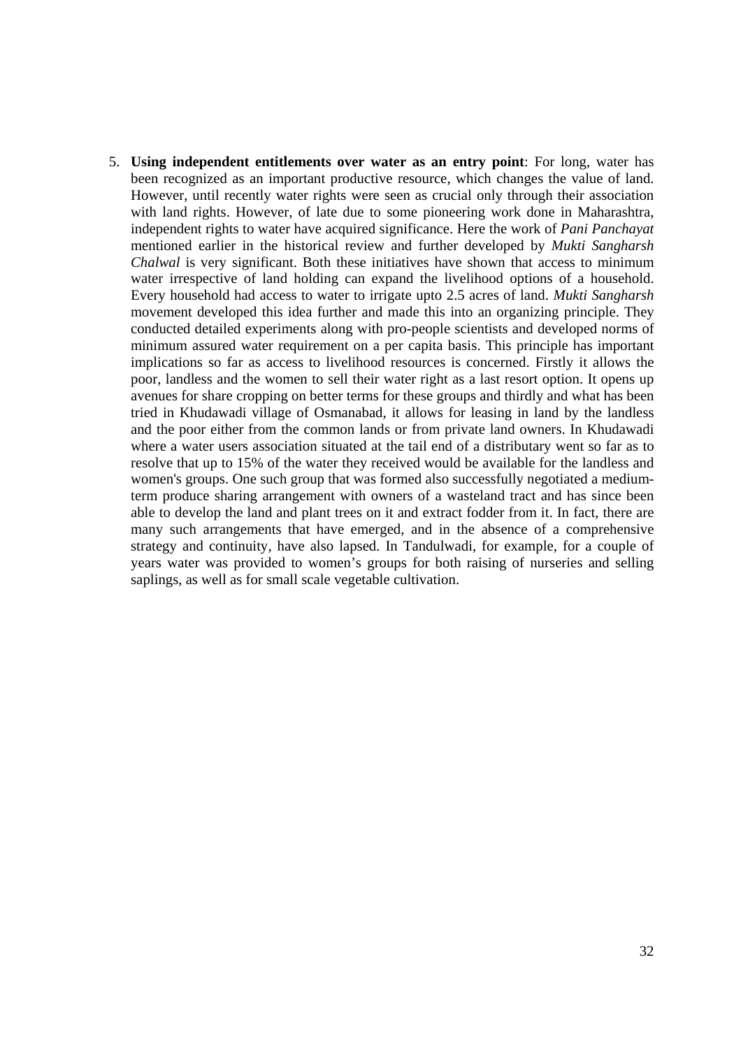5. **Using independent entitlements over water as an entry point**: For long, water has been recognized as an important productive resource, which changes the value of land. However, until recently water rights were seen as crucial only through their association with land rights. However, of late due to some pioneering work done in Maharashtra, independent rights to water have acquired significance. Here the work of *Pani Panchayat* mentioned earlier in the historical review and further developed by *Mukti Sangharsh Chalwal* is very significant. Both these initiatives have shown that access to minimum water irrespective of land holding can expand the livelihood options of a household. Every household had access to water to irrigate upto 2.5 acres of land. *Mukti Sangharsh* movement developed this idea further and made this into an organizing principle. They conducted detailed experiments along with pro-people scientists and developed norms of minimum assured water requirement on a per capita basis. This principle has important implications so far as access to livelihood resources is concerned. Firstly it allows the poor, landless and the women to sell their water right as a last resort option. It opens up avenues for share cropping on better terms for these groups and thirdly and what has been tried in Khudawadi village of Osmanabad, it allows for leasing in land by the landless and the poor either from the common lands or from private land owners. In Khudawadi where a water users association situated at the tail end of a distributary went so far as to resolve that up to 15% of the water they received would be available for the landless and women's groups. One such group that was formed also successfully negotiated a medium-term produce sharing arrangement with owners of a wasteland tract and has since been able to develop the land and plant trees on it and extract fodder from it. In fact, there are many such arrangements that have emerged, and in the absence of a comprehensive strategy and continuity, have also lapsed. In Tandulwadi, for example, for a couple of years water was provided to women's groups for both raising of nurseries and selling saplings, as well as for small scale vegetable cultivation.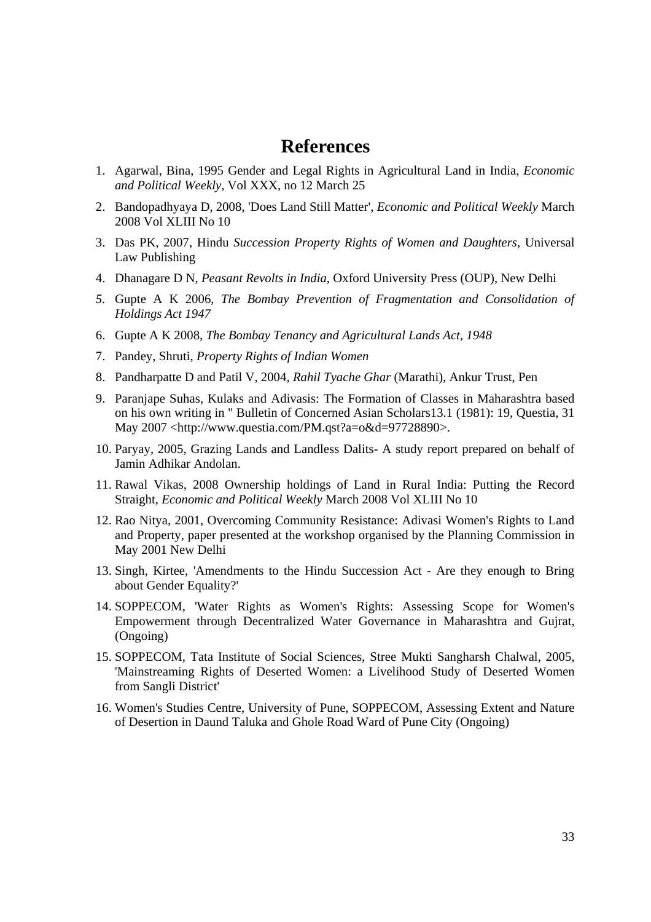# References

1. Agarwal, Bina, 1995 Gender and Legal Rights in Agricultural Land in India, *Economic and Political Weekly*, Vol XXX, no 12 March 25
2. Bandopadhyaya D, 2008, 'Does Land Still Matter', *Economic and Political Weekly* March 2008 Vol XLIII No 10
3. Das PK, 2007, Hindu *Succession Property Rights of Women and Daughters*, Universal Law Publishing
4. Dhanagare D N, *Peasant Revolts in India*, Oxford University Press (OUP), New Delhi
5. Gupte A K 2006, *The Bombay Prevention of Fragmentation and Consolidation of Holdings Act 1947*
6. Gupte A K 2008, *The Bombay Tenancy and Agricultural Lands Act, 1948*
7. Pandey, Shruti, *Property Rights of Indian Women*
8. Pandharpatte D and Patil V, 2004, *Rahil Tyache Ghar* (Marathi), Ankur Trust, Pen
9. Paranjape Suhas, Kulaks and Adivasis: The Formation of Classes in Maharashtra based on his own writing in " Bulletin of Concerned Asian Scholars13.1 (1981): 19, Questia, 31 May 2007 <http://www.questia.com/PM.qst?a=o&d=97728890>.
10. Paryay, 2005, Grazing Lands and Landless Dalits- A study report prepared on behalf of Jamin Adhikar Andolan.
11. Rawal Vikas, 2008 Ownership holdings of Land in Rural India: Putting the Record Straight, *Economic and Political Weekly* March 2008 Vol XLIII No 10
12. Rao Nitya, 2001, Overcoming Community Resistance: Adivasi Women's Rights to Land and Property, paper presented at the workshop organised by the Planning Commission in May 2001 New Delhi
13. Singh, Kirtee, 'Amendments to the Hindu Succession Act - Are they enough to Bring about Gender Equality?'
14. SOPPECOM, 'Water Rights as Women's Rights: Assessing Scope for Women's Empowerment through Decentralized Water Governance in Maharashtra and Gujrat, (Ongoing)
15. SOPPECOM, Tata Institute of Social Sciences, Stree Mukti Sangharsh Chalwal, 2005, 'Mainstreaming Rights of Deserted Women: a Livelihood Study of Deserted Women from Sangli District'
16. Women's Studies Centre, University of Pune, SOPPECOM, Assessing Extent and Nature of Desertion in Daund Taluka and Ghole Road Ward of Pune City (Ongoing)